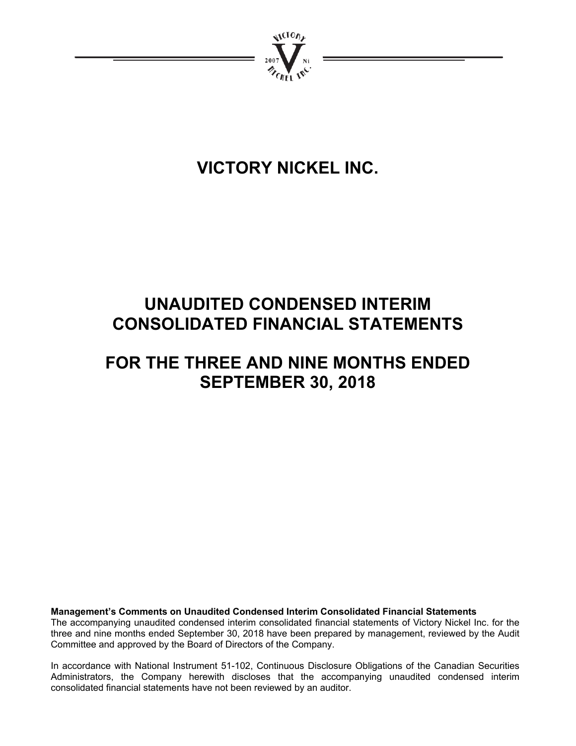# VICTORY NICKEL INC.

# UNAUDITED CONDENSED INTERIM CONSOLIDATED FINANCIAL STATEMENTS

# FOR THE THREE AND NINE MONTHS ENDED SEPTEMBER 30, 2018

**Management's Comments on Unaudited Condensed Interim Consolidated Financial Statements**

The accompanying unaudited condensed interim consolidated financial statements of Victory Nickel Inc. for the three and nine months ended September 30, 2018 have been prepared by management, reviewed by the Audit Committee and approved by the Board of Directors of the Company.

In accordance with National Instrument 51-102, Continuous Disclosure Obligations of the Canadian Securities Administrators, the Company herewith discloses that the accompanying unaudited condensed interim consolidated financial statements have not been reviewed by an auditor.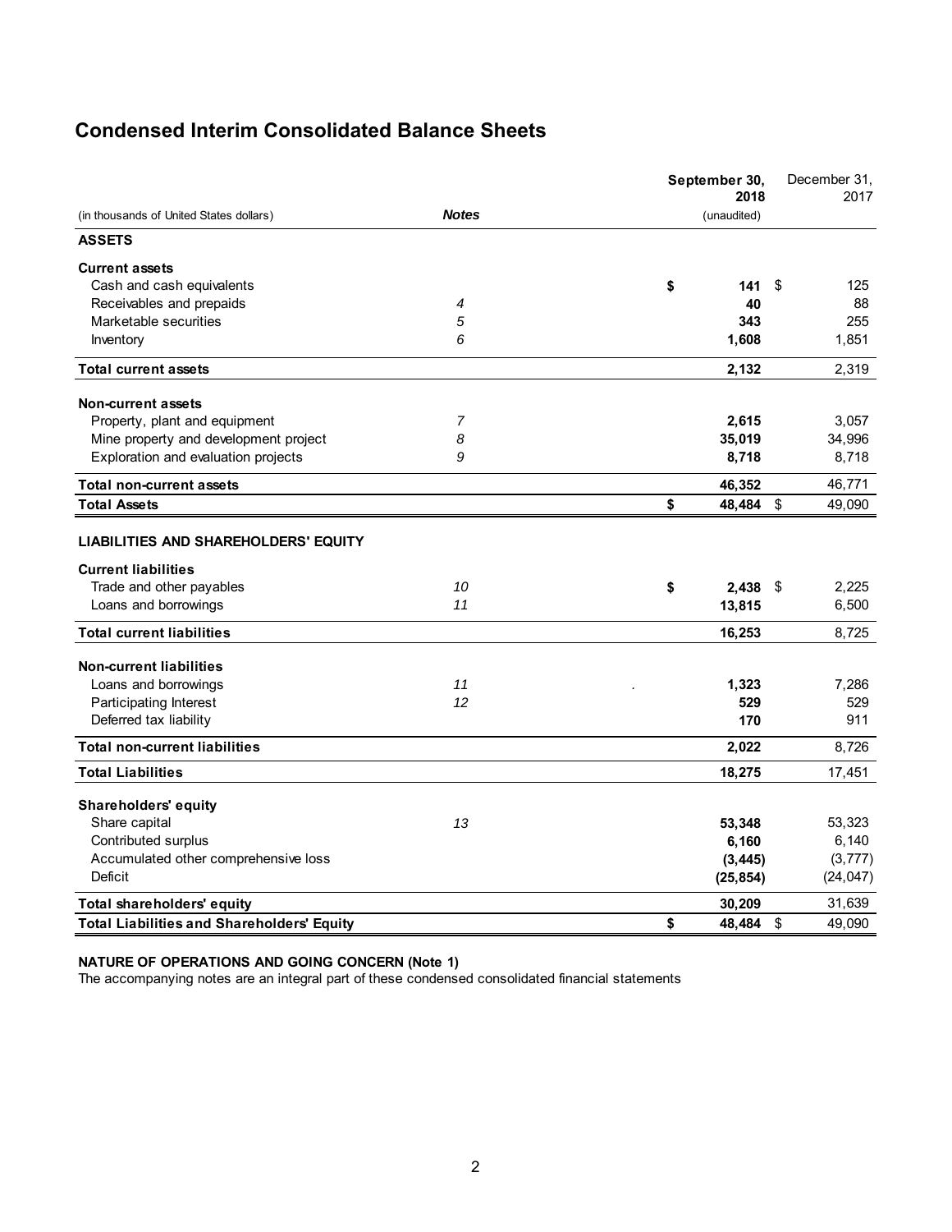# Condensed Interim Consolidated Balance Sheets

| (in thousands of United States dollars) | *Notes* | September 30, 2018 (unaudited) | December 31, 2017 |
|---|---|---|---|
| **ASSETS** | | | |
| **Current assets** | | | |
| Cash and cash equivalents | | **$ 141** | $ 125 |
| Receivables and prepaids | *4* | **40** | 88 |
| Marketable securities | *5* | **343** | 255 |
| Inventory | *6* | **1,608** | 1,851 |
| **Total current assets** | | **2,132** | 2,319 |
| **Non-current assets** | | | |
| Property, plant and equipment | *7* | **2,615** | 3,057 |
| Mine property and development project | *8* | **35,019** | 34,996 |
| Exploration and evaluation projects | *9* | **8,718** | 8,718 |
| **Total non-current assets** | | **46,352** | 46,771 |
| **Total Assets** | | **$ 48,484** | $ 49,090 |
| **LIABILITIES AND SHAREHOLDERS' EQUITY** | | | |
| **Current liabilities** | | | |
| Trade and other payables | *10* | **$ 2,438** | $ 2,225 |
| Loans and borrowings | *11* | **13,815** | 6,500 |
| **Total current liabilities** | | **16,253** | 8,725 |
| **Non-current liabilities** | | | |
| Loans and borrowings | *11* | **1,323** | 7,286 |
| Participating Interest | *12* | **529** | 529 |
| Deferred tax liability | | **170** | 911 |
| **Total non-current liabilities** | | **2,022** | 8,726 |
| **Total Liabilities** | | **18,275** | 17,451 |
| **Shareholders' equity** | | | |
| Share capital | *13* | **53,348** | 53,323 |
| Contributed surplus | | **6,160** | 6,140 |
| Accumulated other comprehensive loss | | **(3,445)** | (3,777) |
| Deficit | | **(25,854)** | (24,047) |
| **Total shareholders' equity** | | **30,209** | 31,639 |
| **Total Liabilities and Shareholders' Equity** | | **$ 48,484** | $ 49,090 |

**NATURE OF OPERATIONS AND GOING CONCERN (Note 1)**

The accompanying notes are an integral part of these condensed consolidated financial statements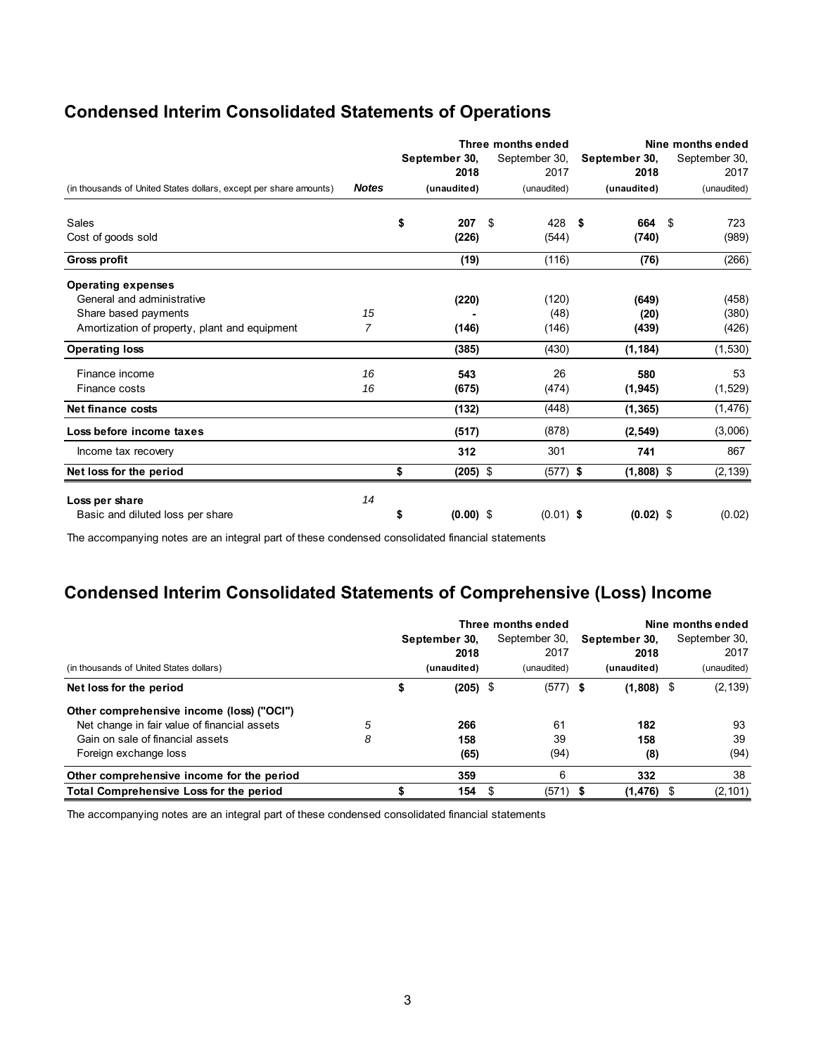## Condensed Interim Consolidated Statements of Operations

| (in thousands of United States dollars, except per share amounts) | Notes | Three months ended September 30, 2018 (unaudited) | Three months ended September 30, 2017 (unaudited) | Nine months ended September 30, 2018 (unaudited) | Nine months ended September 30, 2017 (unaudited) |
|---|---|---|---|---|---|
| Sales | | $ **207** | $ 428 | $ **664** | $ 723 |
| Cost of goods sold | | **(226)** | (544) | **(740)** | (989) |
| **Gross profit** | | **(19)** | (116) | **(76)** | (266) |
| **Operating expenses** | | | | | |
| General and administrative | | **(220)** | (120) | **(649)** | (458) |
| Share based payments | 15 | **-** | (48) | **(20)** | (380) |
| Amortization of property, plant and equipment | 7 | **(146)** | (146) | **(439)** | (426) |
| **Operating loss** | | **(385)** | (430) | **(1,184)** | (1,530) |
| Finance income | 16 | **543** | 26 | **580** | 53 |
| Finance costs | 16 | **(675)** | (474) | **(1,945)** | (1,529) |
| **Net finance costs** | | **(132)** | (448) | **(1,365)** | (1,476) |
| **Loss before income taxes** | | **(517)** | (878) | **(2,549)** | (3,006) |
| Income tax recovery | | **312** | 301 | **741** | 867 |
| **Net loss for the period** | | $ **(205)** | $ (577) | $ **(1,808)** | $ (2,139) |
| **Loss per share** | 14 | | | | |
| Basic and diluted loss per share | | $ **(0.00)** | $ (0.01) | $ **(0.02)** | $ (0.02) |

The accompanying notes are an integral part of these condensed consolidated financial statements

## Condensed Interim Consolidated Statements of Comprehensive (Loss) Income

| (in thousands of United States dollars) | | Three months ended September 30, 2018 (unaudited) | Three months ended September 30, 2017 (unaudited) | Nine months ended September 30, 2018 (unaudited) | Nine months ended September 30, 2017 (unaudited) |
|---|---|---|---|---|---|
| **Net loss for the period** | | $ **(205)** | $ (577) | $ **(1,808)** | $ (2,139) |
| **Other comprehensive income (loss) ("OCI")** | | | | | |
| Net change in fair value of financial assets | 5 | **266** | 61 | **182** | 93 |
| Gain on sale of financial assets | 8 | **158** | 39 | **158** | 39 |
| Foreign exchange loss | | **(65)** | (94) | **(8)** | (94) |
| **Other comprehensive income for the period** | | **359** | 6 | **332** | 38 |
| **Total Comprehensive Loss for the period** | | $ **154** | $ (571) | $ **(1,476)** | $ (2,101) |

The accompanying notes are an integral part of these condensed consolidated financial statements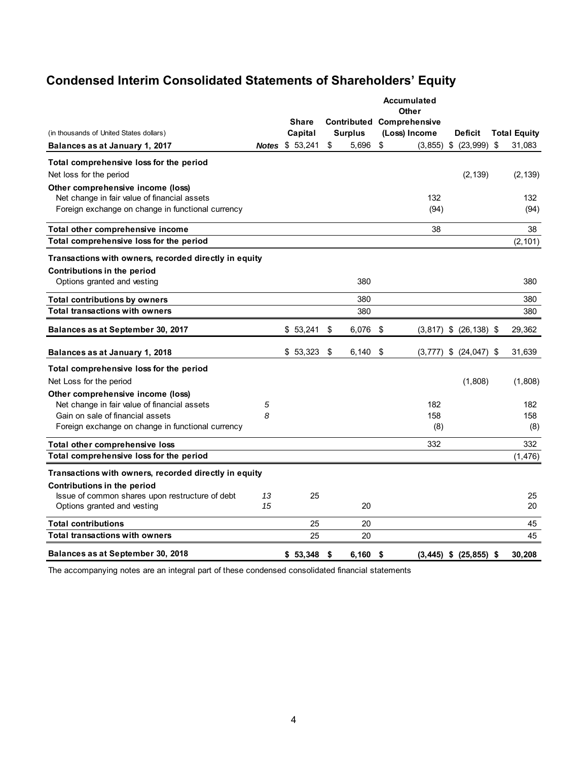# Condensed Interim Consolidated Statements of Shareholders' Equity

| (in thousands of United States dollars) | Notes | Share Capital | Contributed Surplus | Accumulated Other Comprehensive (Loss) Income | Deficit | Total Equity |
|---|---|---|---|---|---|---|
| **Balances as at January 1, 2017** | | $ 53,241 | $ 5,696 | $ (3,855) | $ (23,999) | $ 31,083 |
| **Total comprehensive loss for the period** | | | | | | |
| Net loss for the period | | | | | (2,139) | (2,139) |
| **Other comprehensive income (loss)** | | | | | | |
| Net change in fair value of financial assets | | | | 132 | | 132 |
| Foreign exchange on change in functional currency | | | | (94) | | (94) |
| **Total other comprehensive income** | | | | 38 | | 38 |
| **Total comprehensive loss for the period** | | | | | | (2,101) |
| **Transactions with owners, recorded directly in equity** | | | | | | |
| **Contributions in the period** | | | | | | |
| Options granted and vesting | | | 380 | | | 380 |
| **Total contributions by owners** | | | 380 | | | 380 |
| **Total transactions with owners** | | | 380 | | | 380 |
| **Balances as at September 30, 2017** | | $ 53,241 | $ 6,076 | $ (3,817) | $ (26,138) | $ 29,362 |
| **Balances as at January 1, 2018** | | $ 53,323 | $ 6,140 | $ (3,777) | $ (24,047) | $ 31,639 |
| **Total comprehensive loss for the period** | | | | | | |
| Net Loss for the period | | | | | (1,808) | (1,808) |
| **Other comprehensive income (loss)** | | | | | | |
| Net change in fair value of financial assets | *5* | | | 182 | | 182 |
| Gain on sale of financial assets | *8* | | | 158 | | 158 |
| Foreign exchange on change in functional currency | | | | (8) | | (8) |
| **Total other comprehensive loss** | | | | 332 | | 332 |
| **Total comprehensive loss for the period** | | | | | | (1,476) |
| **Transactions with owners, recorded directly in equity** | | | | | | |
| **Contributions in the period** | | | | | | |
| Issue of common shares upon restructure of debt | *13* | 25 | | | | 25 |
| Options granted and vesting | *15* | | 20 | | | 20 |
| **Total contributions** | | 25 | 20 | | | 45 |
| **Total transactions with owners** | | 25 | 20 | | | 45 |
| **Balances as at September 30, 2018** | | **$ 53,348** | **$ 6,160** | **$ (3,445)** | **$ (25,855)** | **$ 30,208** |

The accompanying notes are an integral part of these condensed consolidated financial statements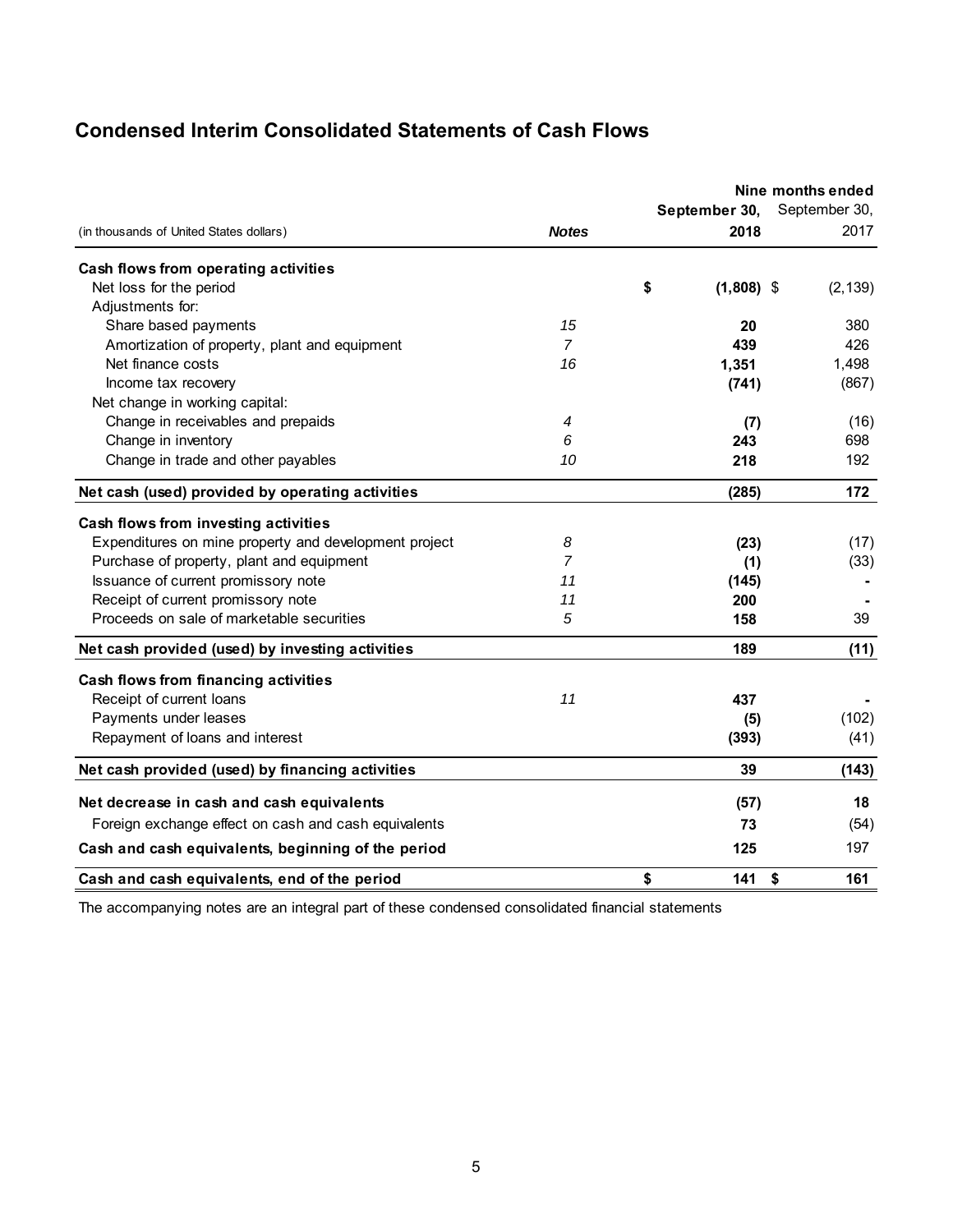## Condensed Interim Consolidated Statements of Cash Flows

| (in thousands of United States dollars) | Notes | Nine months ended September 30, 2018 | September 30, 2017 |
|---|---|---|---|
| **Cash flows from operating activities** | | | |
| Net loss for the period | | $ **(1,808)** | $ (2,139) |
| Adjustments for: | | | |
| Share based payments | *15* | **20** | 380 |
| Amortization of property, plant and equipment | *7* | **439** | 426 |
| Net finance costs | *16* | **1,351** | 1,498 |
| Income tax recovery | | **(741)** | (867) |
| Net change in working capital: | | | |
| Change in receivables and prepaids | *4* | **(7)** | (16) |
| Change in inventory | *6* | **243** | 698 |
| Change in trade and other payables | *10* | **218** | 192 |
| **Net cash (used) provided by operating activities** | | **(285)** | **172** |
| **Cash flows from investing activities** | | | |
| Expenditures on mine property and development project | *8* | **(23)** | (17) |
| Purchase of property, plant and equipment | *7* | **(1)** | (33) |
| Issuance of current promissory note | *11* | **(145)** | - |
| Receipt of current promissory note | *11* | **200** | - |
| Proceeds on sale of marketable securities | *5* | **158** | 39 |
| **Net cash provided (used) by investing activities** | | **189** | **(11)** |
| **Cash flows from financing activities** | | | |
| Receipt of current loans | *11* | **437** | - |
| Payments under leases | | **(5)** | (102) |
| Repayment of loans and interest | | **(393)** | (41) |
| **Net cash provided (used) by financing activities** | | **39** | **(143)** |
| **Net decrease in cash and cash equivalents** | | **(57)** | **18** |
| Foreign exchange effect on cash and cash equivalents | | **73** | (54) |
| **Cash and cash equivalents, beginning of the period** | | **125** | 197 |
| **Cash and cash equivalents, end of the period** | | $ **141** | $ **161** |

The accompanying notes are an integral part of these condensed consolidated financial statements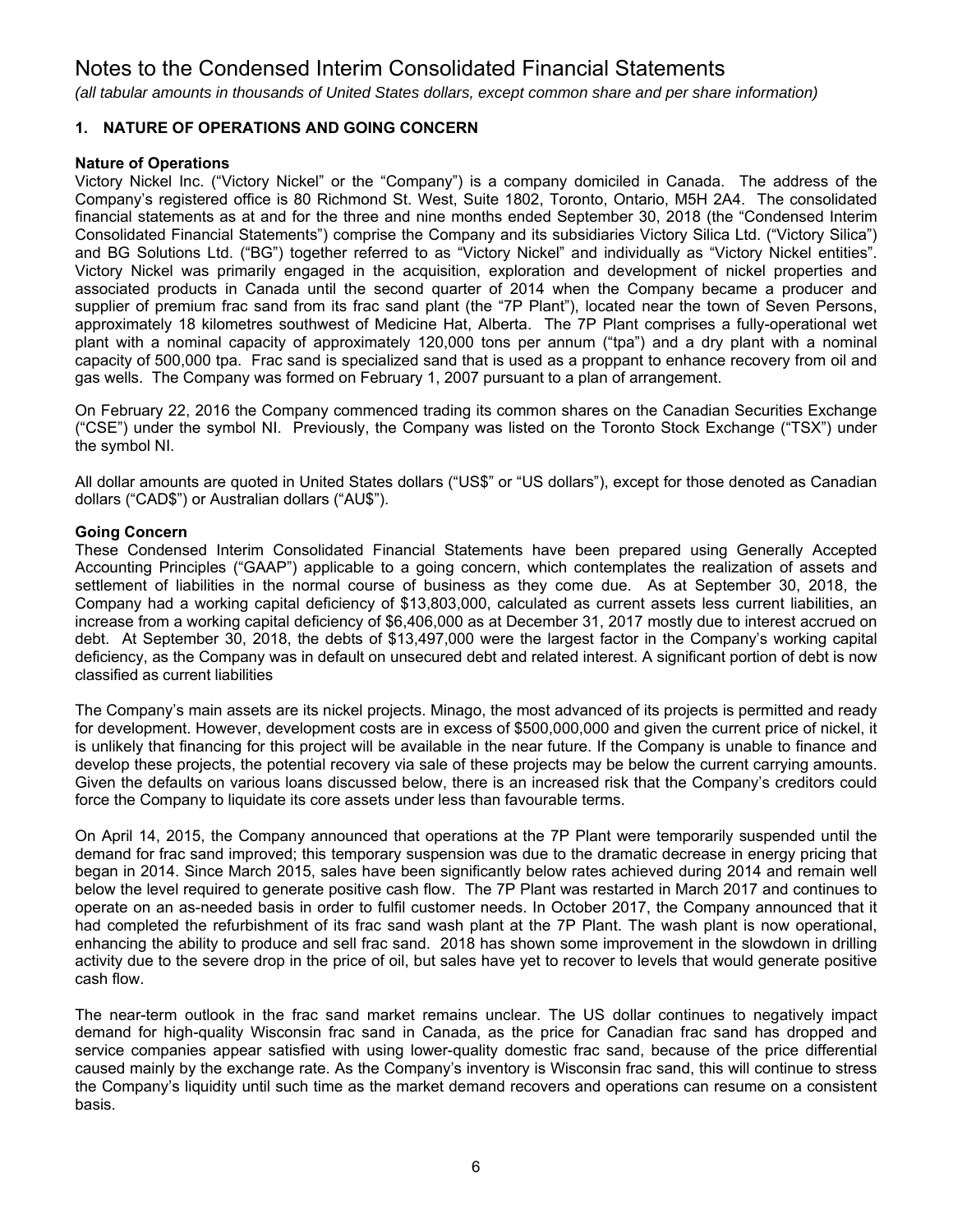# Notes to the Condensed Interim Consolidated Financial Statements

*(all tabular amounts in thousands of United States dollars, except common share and per share information)*

## 1. NATURE OF OPERATIONS AND GOING CONCERN

### Nature of Operations

Victory Nickel Inc. ("Victory Nickel" or the "Company") is a company domiciled in Canada. The address of the Company's registered office is 80 Richmond St. West, Suite 1802, Toronto, Ontario, M5H 2A4. The consolidated financial statements as at and for the three and nine months ended September 30, 2018 (the "Condensed Interim Consolidated Financial Statements") comprise the Company and its subsidiaries Victory Silica Ltd. ("Victory Silica") and BG Solutions Ltd. ("BG") together referred to as "Victory Nickel" and individually as "Victory Nickel entities". Victory Nickel was primarily engaged in the acquisition, exploration and development of nickel properties and associated products in Canada until the second quarter of 2014 when the Company became a producer and supplier of premium frac sand from its frac sand plant (the "7P Plant"), located near the town of Seven Persons, approximately 18 kilometres southwest of Medicine Hat, Alberta. The 7P Plant comprises a fully-operational wet plant with a nominal capacity of approximately 120,000 tons per annum ("tpa") and a dry plant with a nominal capacity of 500,000 tpa. Frac sand is specialized sand that is used as a proppant to enhance recovery from oil and gas wells. The Company was formed on February 1, 2007 pursuant to a plan of arrangement.

On February 22, 2016 the Company commenced trading its common shares on the Canadian Securities Exchange ("CSE") under the symbol NI. Previously, the Company was listed on the Toronto Stock Exchange ("TSX") under the symbol NI.

All dollar amounts are quoted in United States dollars ("US$" or "US dollars"), except for those denoted as Canadian dollars ("CAD$") or Australian dollars ("AU$").

### Going Concern

These Condensed Interim Consolidated Financial Statements have been prepared using Generally Accepted Accounting Principles ("GAAP") applicable to a going concern, which contemplates the realization of assets and settlement of liabilities in the normal course of business as they come due. As at September 30, 2018, the Company had a working capital deficiency of $13,803,000, calculated as current assets less current liabilities, an increase from a working capital deficiency of $6,406,000 as at December 31, 2017 mostly due to interest accrued on debt. At September 30, 2018, the debts of $13,497,000 were the largest factor in the Company's working capital deficiency, as the Company was in default on unsecured debt and related interest. A significant portion of debt is now classified as current liabilities

The Company's main assets are its nickel projects. Minago, the most advanced of its projects is permitted and ready for development. However, development costs are in excess of $500,000,000 and given the current price of nickel, it is unlikely that financing for this project will be available in the near future. If the Company is unable to finance and develop these projects, the potential recovery via sale of these projects may be below the current carrying amounts. Given the defaults on various loans discussed below, there is an increased risk that the Company's creditors could force the Company to liquidate its core assets under less than favourable terms.

On April 14, 2015, the Company announced that operations at the 7P Plant were temporarily suspended until the demand for frac sand improved; this temporary suspension was due to the dramatic decrease in energy pricing that began in 2014. Since March 2015, sales have been significantly below rates achieved during 2014 and remain well below the level required to generate positive cash flow. The 7P Plant was restarted in March 2017 and continues to operate on an as-needed basis in order to fulfil customer needs. In October 2017, the Company announced that it had completed the refurbishment of its frac sand wash plant at the 7P Plant. The wash plant is now operational, enhancing the ability to produce and sell frac sand. 2018 has shown some improvement in the slowdown in drilling activity due to the severe drop in the price of oil, but sales have yet to recover to levels that would generate positive cash flow.

The near-term outlook in the frac sand market remains unclear. The US dollar continues to negatively impact demand for high-quality Wisconsin frac sand in Canada, as the price for Canadian frac sand has dropped and service companies appear satisfied with using lower-quality domestic frac sand, because of the price differential caused mainly by the exchange rate. As the Company's inventory is Wisconsin frac sand, this will continue to stress the Company's liquidity until such time as the market demand recovers and operations can resume on a consistent basis.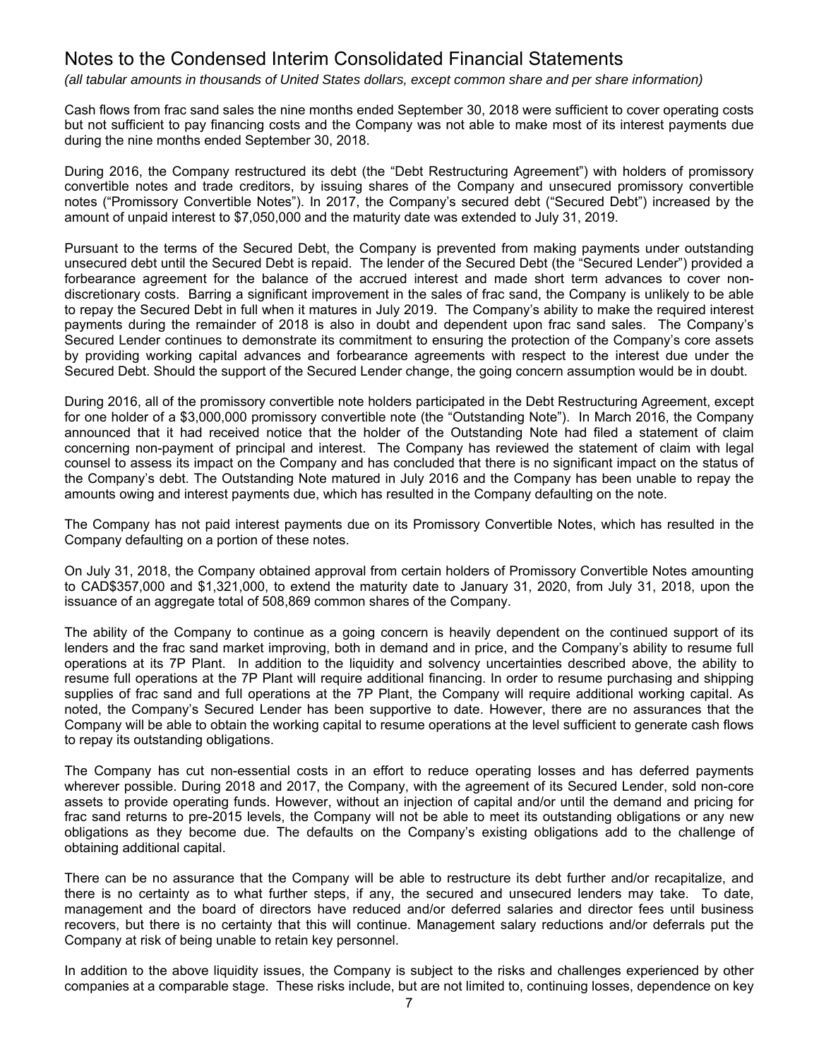Cash flows from frac sand sales the nine months ended September 30, 2018 were sufficient to cover operating costs but not sufficient to pay financing costs and the Company was not able to make most of its interest payments due during the nine months ended September 30, 2018.

During 2016, the Company restructured its debt (the "Debt Restructuring Agreement") with holders of promissory convertible notes and trade creditors, by issuing shares of the Company and unsecured promissory convertible notes ("Promissory Convertible Notes"). In 2017, the Company's secured debt ("Secured Debt") increased by the amount of unpaid interest to $7,050,000 and the maturity date was extended to July 31, 2019.

Pursuant to the terms of the Secured Debt, the Company is prevented from making payments under outstanding unsecured debt until the Secured Debt is repaid. The lender of the Secured Debt (the "Secured Lender") provided a forbearance agreement for the balance of the accrued interest and made short term advances to cover non-discretionary costs. Barring a significant improvement in the sales of frac sand, the Company is unlikely to be able to repay the Secured Debt in full when it matures in July 2019. The Company's ability to make the required interest payments during the remainder of 2018 is also in doubt and dependent upon frac sand sales. The Company's Secured Lender continues to demonstrate its commitment to ensuring the protection of the Company's core assets by providing working capital advances and forbearance agreements with respect to the interest due under the Secured Debt. Should the support of the Secured Lender change, the going concern assumption would be in doubt.

During 2016, all of the promissory convertible note holders participated in the Debt Restructuring Agreement, except for one holder of a $3,000,000 promissory convertible note (the "Outstanding Note"). In March 2016, the Company announced that it had received notice that the holder of the Outstanding Note had filed a statement of claim concerning non-payment of principal and interest. The Company has reviewed the statement of claim with legal counsel to assess its impact on the Company and has concluded that there is no significant impact on the status of the Company's debt. The Outstanding Note matured in July 2016 and the Company has been unable to repay the amounts owing and interest payments due, which has resulted in the Company defaulting on the note.

The Company has not paid interest payments due on its Promissory Convertible Notes, which has resulted in the Company defaulting on a portion of these notes.

On July 31, 2018, the Company obtained approval from certain holders of Promissory Convertible Notes amounting to CAD$357,000 and $1,321,000, to extend the maturity date to January 31, 2020, from July 31, 2018, upon the issuance of an aggregate total of 508,869 common shares of the Company.

The ability of the Company to continue as a going concern is heavily dependent on the continued support of its lenders and the frac sand market improving, both in demand and in price, and the Company's ability to resume full operations at its 7P Plant. In addition to the liquidity and solvency uncertainties described above, the ability to resume full operations at the 7P Plant will require additional financing. In order to resume purchasing and shipping supplies of frac sand and full operations at the 7P Plant, the Company will require additional working capital. As noted, the Company's Secured Lender has been supportive to date. However, there are no assurances that the Company will be able to obtain the working capital to resume operations at the level sufficient to generate cash flows to repay its outstanding obligations.

The Company has cut non-essential costs in an effort to reduce operating losses and has deferred payments wherever possible. During 2018 and 2017, the Company, with the agreement of its Secured Lender, sold non-core assets to provide operating funds. However, without an injection of capital and/or until the demand and pricing for frac sand returns to pre-2015 levels, the Company will not be able to meet its outstanding obligations or any new obligations as they become due. The defaults on the Company's existing obligations add to the challenge of obtaining additional capital.

There can be no assurance that the Company will be able to restructure its debt further and/or recapitalize, and there is no certainty as to what further steps, if any, the secured and unsecured lenders may take. To date, management and the board of directors have reduced and/or deferred salaries and director fees until business recovers, but there is no certainty that this will continue. Management salary reductions and/or deferrals put the Company at risk of being unable to retain key personnel.

In addition to the above liquidity issues, the Company is subject to the risks and challenges experienced by other companies at a comparable stage. These risks include, but are not limited to, continuing losses, dependence on key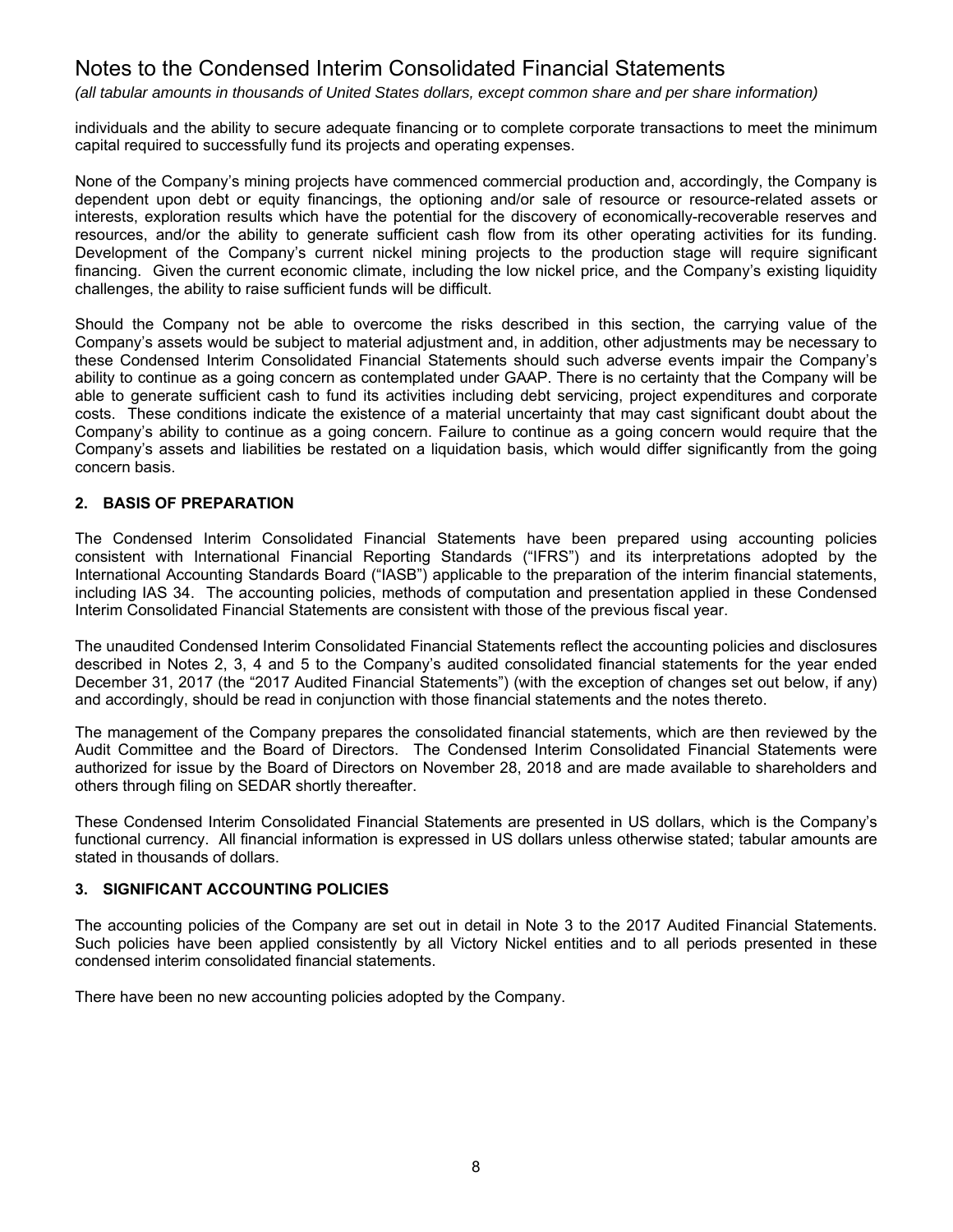individuals and the ability to secure adequate financing or to complete corporate transactions to meet the minimum capital required to successfully fund its projects and operating expenses.

None of the Company's mining projects have commenced commercial production and, accordingly, the Company is dependent upon debt or equity financings, the optioning and/or sale of resource or resource-related assets or interests, exploration results which have the potential for the discovery of economically-recoverable reserves and resources, and/or the ability to generate sufficient cash flow from its other operating activities for its funding. Development of the Company's current nickel mining projects to the production stage will require significant financing. Given the current economic climate, including the low nickel price, and the Company's existing liquidity challenges, the ability to raise sufficient funds will be difficult.

Should the Company not be able to overcome the risks described in this section, the carrying value of the Company's assets would be subject to material adjustment and, in addition, other adjustments may be necessary to these Condensed Interim Consolidated Financial Statements should such adverse events impair the Company's ability to continue as a going concern as contemplated under GAAP. There is no certainty that the Company will be able to generate sufficient cash to fund its activities including debt servicing, project expenditures and corporate costs. These conditions indicate the existence of a material uncertainty that may cast significant doubt about the Company's ability to continue as a going concern. Failure to continue as a going concern would require that the Company's assets and liabilities be restated on a liquidation basis, which would differ significantly from the going concern basis.

## 2. BASIS OF PREPARATION

The Condensed Interim Consolidated Financial Statements have been prepared using accounting policies consistent with International Financial Reporting Standards ("IFRS") and its interpretations adopted by the International Accounting Standards Board ("IASB") applicable to the preparation of the interim financial statements, including IAS 34. The accounting policies, methods of computation and presentation applied in these Condensed Interim Consolidated Financial Statements are consistent with those of the previous fiscal year.

The unaudited Condensed Interim Consolidated Financial Statements reflect the accounting policies and disclosures described in Notes 2, 3, 4 and 5 to the Company's audited consolidated financial statements for the year ended December 31, 2017 (the "2017 Audited Financial Statements") (with the exception of changes set out below, if any) and accordingly, should be read in conjunction with those financial statements and the notes thereto.

The management of the Company prepares the consolidated financial statements, which are then reviewed by the Audit Committee and the Board of Directors. The Condensed Interim Consolidated Financial Statements were authorized for issue by the Board of Directors on November 28, 2018 and are made available to shareholders and others through filing on SEDAR shortly thereafter.

These Condensed Interim Consolidated Financial Statements are presented in US dollars, which is the Company's functional currency. All financial information is expressed in US dollars unless otherwise stated; tabular amounts are stated in thousands of dollars.

## 3. SIGNIFICANT ACCOUNTING POLICIES

The accounting policies of the Company are set out in detail in Note 3 to the 2017 Audited Financial Statements. Such policies have been applied consistently by all Victory Nickel entities and to all periods presented in these condensed interim consolidated financial statements.

There have been no new accounting policies adopted by the Company.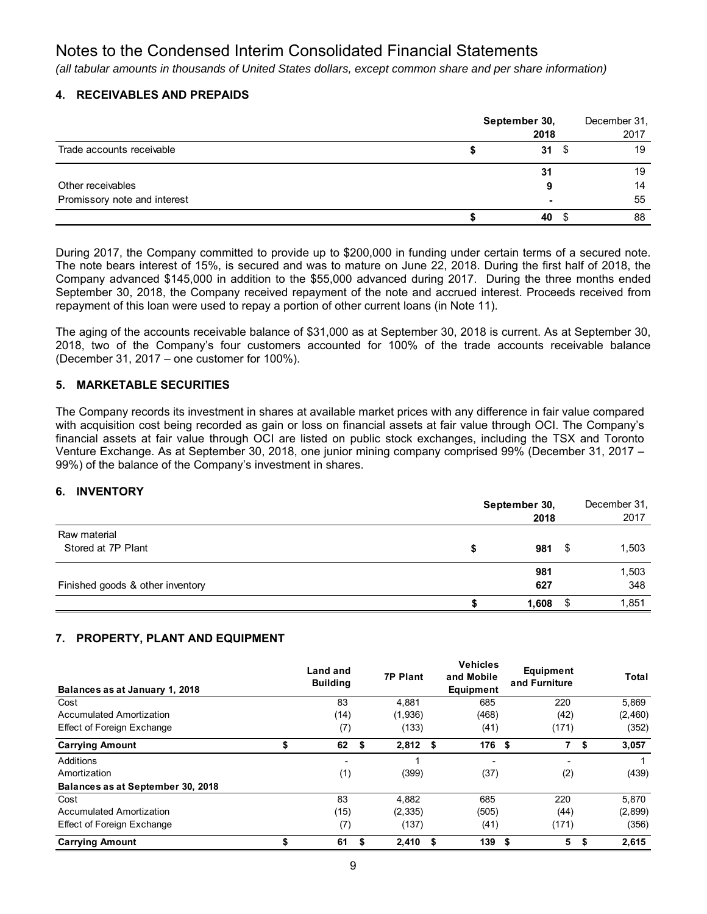# Notes to the Condensed Interim Consolidated Financial Statements

*(all tabular amounts in thousands of United States dollars, except common share and per share information)*

## 4. RECEIVABLES AND PREPAIDS

| | September 30, 2018 | December 31, 2017 |
|---|---|---|
| Trade accounts receivable | $ 31 | $ 19 |
| | 31 | 19 |
| Other receivables | 9 | 14 |
| Promissory note and interest | - | 55 |
| | $ 40 | $ 88 |

During 2017, the Company committed to provide up to $200,000 in funding under certain terms of a secured note. The note bears interest of 15%, is secured and was to mature on June 22, 2018. During the first half of 2018, the Company advanced $145,000 in addition to the $55,000 advanced during 2017. During the three months ended September 30, 2018, the Company received repayment of the note and accrued interest. Proceeds received from repayment of this loan were used to repay a portion of other current loans (in Note 11).

The aging of the accounts receivable balance of $31,000 as at September 30, 2018 is current. As at September 30, 2018, two of the Company's four customers accounted for 100% of the trade accounts receivable balance (December 31, 2017 – one customer for 100%).

## 5. MARKETABLE SECURITIES

The Company records its investment in shares at available market prices with any difference in fair value compared with acquisition cost being recorded as gain or loss on financial assets at fair value through OCI. The Company's financial assets at fair value through OCI are listed on public stock exchanges, including the TSX and Toronto Venture Exchange. As at September 30, 2018, one junior mining company comprised 99% (December 31, 2017 – 99%) of the balance of the Company's investment in shares.

## 6. INVENTORY

| | September 30, 2018 | December 31, 2017 |
|---|---|---|
| Raw material | | |
| Stored at 7P Plant | $ 981 | $ 1,503 |
| | 981 | 1,503 |
| Finished goods & other inventory | 627 | 348 |
| | $ 1,608 | $ 1,851 |

## 7. PROPERTY, PLANT AND EQUIPMENT

| Balances as at January 1, 2018 | Land and Building | 7P Plant | Vehicles and Mobile Equipment | Equipment and Furniture | Total |
|---|---|---|---|---|---|
| Cost | 83 | 4,881 | 685 | 220 | 5,869 |
| Accumulated Amortization | (14) | (1,936) | (468) | (42) | (2,460) |
| Effect of Foreign Exchange | (7) | (133) | (41) | (171) | (352) |
| **Carrying Amount** | **$ 62** | **$ 2,812** | **$ 176** | **$ 7** | **$ 3,057** |
| Additions | - | 1 | - | - | 1 |
| Amortization | (1) | (399) | (37) | (2) | (439) |
| **Balances as at September 30, 2018** | | | | | |
| Cost | 83 | 4,882 | 685 | 220 | 5,870 |
| Accumulated Amortization | (15) | (2,335) | (505) | (44) | (2,899) |
| Effect of Foreign Exchange | (7) | (137) | (41) | (171) | (356) |
| **Carrying Amount** | **$ 61** | **$ 2,410** | **$ 139** | **$ 5** | **$ 2,615** |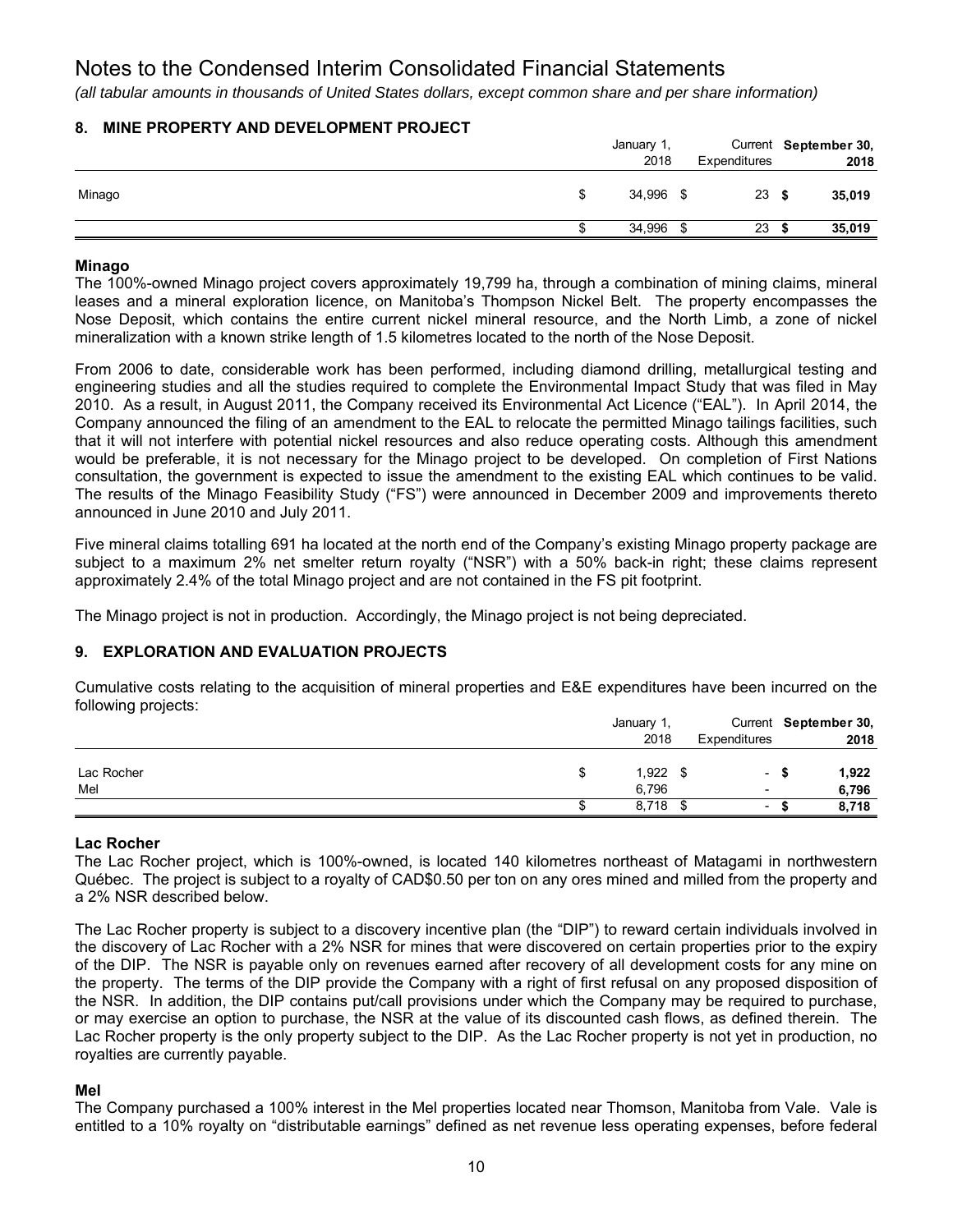# Notes to the Condensed Interim Consolidated Financial Statements

*(all tabular amounts in thousands of United States dollars, except common share and per share information)*

## 8. MINE PROPERTY AND DEVELOPMENT PROJECT

| | January 1, 2018 | Current Expenditures | September 30, 2018 |
|---|---|---|---|
| Minago | $ 34,996 | $ 23 | **$ 35,019** |
| | $ 34,996 | $ 23 | **$ 35,019** |

### Minago

The 100%-owned Minago project covers approximately 19,799 ha, through a combination of mining claims, mineral leases and a mineral exploration licence, on Manitoba's Thompson Nickel Belt. The property encompasses the Nose Deposit, which contains the entire current nickel mineral resource, and the North Limb, a zone of nickel mineralization with a known strike length of 1.5 kilometres located to the north of the Nose Deposit.

From 2006 to date, considerable work has been performed, including diamond drilling, metallurgical testing and engineering studies and all the studies required to complete the Environmental Impact Study that was filed in May 2010. As a result, in August 2011, the Company received its Environmental Act Licence ("EAL"). In April 2014, the Company announced the filing of an amendment to the EAL to relocate the permitted Minago tailings facilities, such that it will not interfere with potential nickel resources and also reduce operating costs. Although this amendment would be preferable, it is not necessary for the Minago project to be developed. On completion of First Nations consultation, the government is expected to issue the amendment to the existing EAL which continues to be valid. The results of the Minago Feasibility Study ("FS") were announced in December 2009 and improvements thereto announced in June 2010 and July 2011.

Five mineral claims totalling 691 ha located at the north end of the Company's existing Minago property package are subject to a maximum 2% net smelter return royalty ("NSR") with a 50% back-in right; these claims represent approximately 2.4% of the total Minago project and are not contained in the FS pit footprint.

The Minago project is not in production. Accordingly, the Minago project is not being depreciated.

## 9. EXPLORATION AND EVALUATION PROJECTS

Cumulative costs relating to the acquisition of mineral properties and E&E expenditures have been incurred on the following projects:

| | January 1, 2018 | Current Expenditures | September 30, 2018 |
|---|---|---|---|
| Lac Rocher | $ 1,922 | $ - | **$ 1,922** |
| Mel | 6,796 | - | **6,796** |
| | $ 8,718 | $ - | **$ 8,718** |

### Lac Rocher

The Lac Rocher project, which is 100%-owned, is located 140 kilometres northeast of Matagami in northwestern Québec. The project is subject to a royalty of CAD$0.50 per ton on any ores mined and milled from the property and a 2% NSR described below.

The Lac Rocher property is subject to a discovery incentive plan (the "DIP") to reward certain individuals involved in the discovery of Lac Rocher with a 2% NSR for mines that were discovered on certain properties prior to the expiry of the DIP. The NSR is payable only on revenues earned after recovery of all development costs for any mine on the property. The terms of the DIP provide the Company with a right of first refusal on any proposed disposition of the NSR. In addition, the DIP contains put/call provisions under which the Company may be required to purchase, or may exercise an option to purchase, the NSR at the value of its discounted cash flows, as defined therein. The Lac Rocher property is the only property subject to the DIP. As the Lac Rocher property is not yet in production, no royalties are currently payable.

### Mel

The Company purchased a 100% interest in the Mel properties located near Thomson, Manitoba from Vale. Vale is entitled to a 10% royalty on "distributable earnings" defined as net revenue less operating expenses, before federal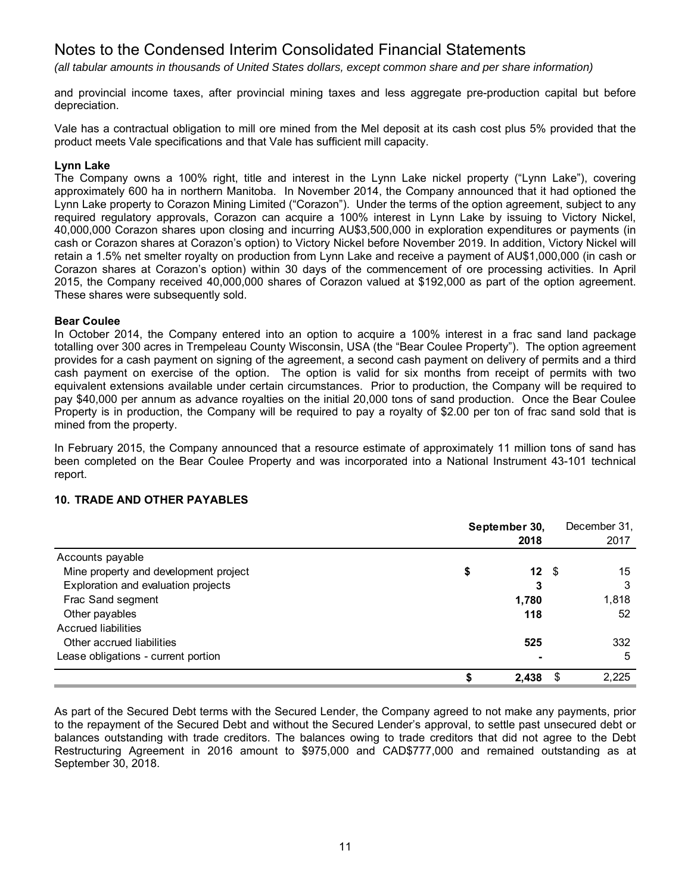# Notes to the Condensed Interim Consolidated Financial Statements

*(all tabular amounts in thousands of United States dollars, except common share and per share information)*

and provincial income taxes, after provincial mining taxes and less aggregate pre-production capital but before depreciation.

Vale has a contractual obligation to mill ore mined from the Mel deposit at its cash cost plus 5% provided that the product meets Vale specifications and that Vale has sufficient mill capacity.

**Lynn Lake**

The Company owns a 100% right, title and interest in the Lynn Lake nickel property ("Lynn Lake"), covering approximately 600 ha in northern Manitoba. In November 2014, the Company announced that it had optioned the Lynn Lake property to Corazon Mining Limited ("Corazon"). Under the terms of the option agreement, subject to any required regulatory approvals, Corazon can acquire a 100% interest in Lynn Lake by issuing to Victory Nickel, 40,000,000 Corazon shares upon closing and incurring AU$3,500,000 in exploration expenditures or payments (in cash or Corazon shares at Corazon's option) to Victory Nickel before November 2019. In addition, Victory Nickel will retain a 1.5% net smelter royalty on production from Lynn Lake and receive a payment of AU$1,000,000 (in cash or Corazon shares at Corazon's option) within 30 days of the commencement of ore processing activities. In April 2015, the Company received 40,000,000 shares of Corazon valued at $192,000 as part of the option agreement. These shares were subsequently sold.

**Bear Coulee**

In October 2014, the Company entered into an option to acquire a 100% interest in a frac sand land package totalling over 300 acres in Trempeleau County Wisconsin, USA (the "Bear Coulee Property"). The option agreement provides for a cash payment on signing of the agreement, a second cash payment on delivery of permits and a third cash payment on exercise of the option. The option is valid for six months from receipt of permits with two equivalent extensions available under certain circumstances. Prior to production, the Company will be required to pay $40,000 per annum as advance royalties on the initial 20,000 tons of sand production. Once the Bear Coulee Property is in production, the Company will be required to pay a royalty of $2.00 per ton of frac sand sold that is mined from the property.

In February 2015, the Company announced that a resource estimate of approximately 11 million tons of sand has been completed on the Bear Coulee Property and was incorporated into a National Instrument 43-101 technical report.

## 10. TRADE AND OTHER PAYABLES

| | **September 30, 2018** | December 31, 2017 |
|---|---|---|
| Accounts payable | | |
| Mine property and development project | **$ 12** | $ 15 |
| Exploration and evaluation projects | **3** | 3 |
| Frac Sand segment | **1,780** | 1,818 |
| Other payables | **118** | 52 |
| Accrued liabilities | | |
| Other accrued liabilities | **525** | 332 |
| Lease obligations - current portion | **-** | 5 |
| | **$ 2,438** | $ 2,225 |

As part of the Secured Debt terms with the Secured Lender, the Company agreed to not make any payments, prior to the repayment of the Secured Debt and without the Secured Lender's approval, to settle past unsecured debt or balances outstanding with trade creditors. The balances owing to trade creditors that did not agree to the Debt Restructuring Agreement in 2016 amount to $975,000 and CAD$777,000 and remained outstanding as at September 30, 2018.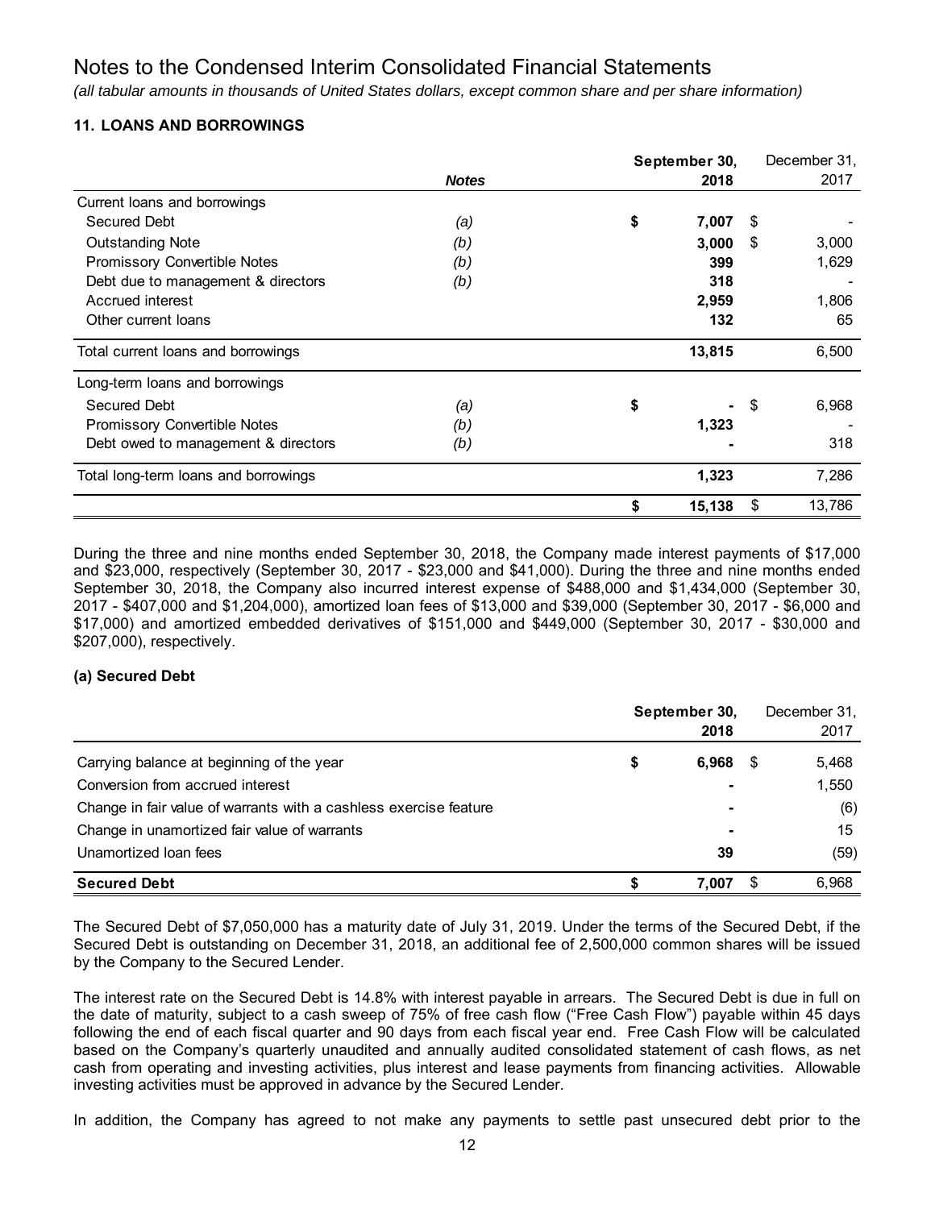# Notes to the Condensed Interim Consolidated Financial Statements

*(all tabular amounts in thousands of United States dollars, except common share and per share information)*

### 11. LOANS AND BORROWINGS

| | ***Notes*** | **September 30, 2018** | December 31, 2017 |
|---|---|---|---|
| Current loans and borrowings | | | |
| Secured Debt | *(a)* | **$ 7,007** | $ - |
| Outstanding Note | *(b)* | **3,000** | $ 3,000 |
| Promissory Convertible Notes | *(b)* | **399** | 1,629 |
| Debt due to management & directors | *(b)* | **318** | - |
| Accrued interest | | **2,959** | 1,806 |
| Other current loans | | **132** | 65 |
| Total current loans and borrowings | | **13,815** | 6,500 |
| Long-term loans and borrowings | | | |
| Secured Debt | *(a)* | **$ -** | $ 6,968 |
| Promissory Convertible Notes | *(b)* | **1,323** | - |
| Debt owed to management & directors | *(b)* | **-** | 318 |
| Total long-term loans and borrowings | | **1,323** | 7,286 |
| | | **$ 15,138** | $ 13,786 |

During the three and nine months ended September 30, 2018, the Company made interest payments of $17,000 and $23,000, respectively (September 30, 2017 - $23,000 and $41,000). During the three and nine months ended September 30, 2018, the Company also incurred interest expense of $488,000 and $1,434,000 (September 30, 2017 - $407,000 and $1,204,000), amortized loan fees of $13,000 and $39,000 (September 30, 2017 - $6,000 and $17,000) and amortized embedded derivatives of $151,000 and $449,000 (September 30, 2017 - $30,000 and $207,000), respectively.

#### (a) Secured Debt

| | **September 30, 2018** | December 31, 2017 |
|---|---|---|
| Carrying balance at beginning of the year | **$ 6,968** | $ 5,468 |
| Conversion from accrued interest | **-** | 1,550 |
| Change in fair value of warrants with a cashless exercise feature | **-** | (6) |
| Change in unamortized fair value of warrants | **-** | 15 |
| Unamortized loan fees | **39** | (59) |
| **Secured Debt** | **$ 7,007** | $ 6,968 |

The Secured Debt of $7,050,000 has a maturity date of July 31, 2019. Under the terms of the Secured Debt, if the Secured Debt is outstanding on December 31, 2018, an additional fee of 2,500,000 common shares will be issued by the Company to the Secured Lender.

The interest rate on the Secured Debt is 14.8% with interest payable in arrears. The Secured Debt is due in full on the date of maturity, subject to a cash sweep of 75% of free cash flow ("Free Cash Flow") payable within 45 days following the end of each fiscal quarter and 90 days from each fiscal year end. Free Cash Flow will be calculated based on the Company's quarterly unaudited and annually audited consolidated statement of cash flows, as net cash from operating and investing activities, plus interest and lease payments from financing activities. Allowable investing activities must be approved in advance by the Secured Lender.

In addition, the Company has agreed to not make any payments to settle past unsecured debt prior to the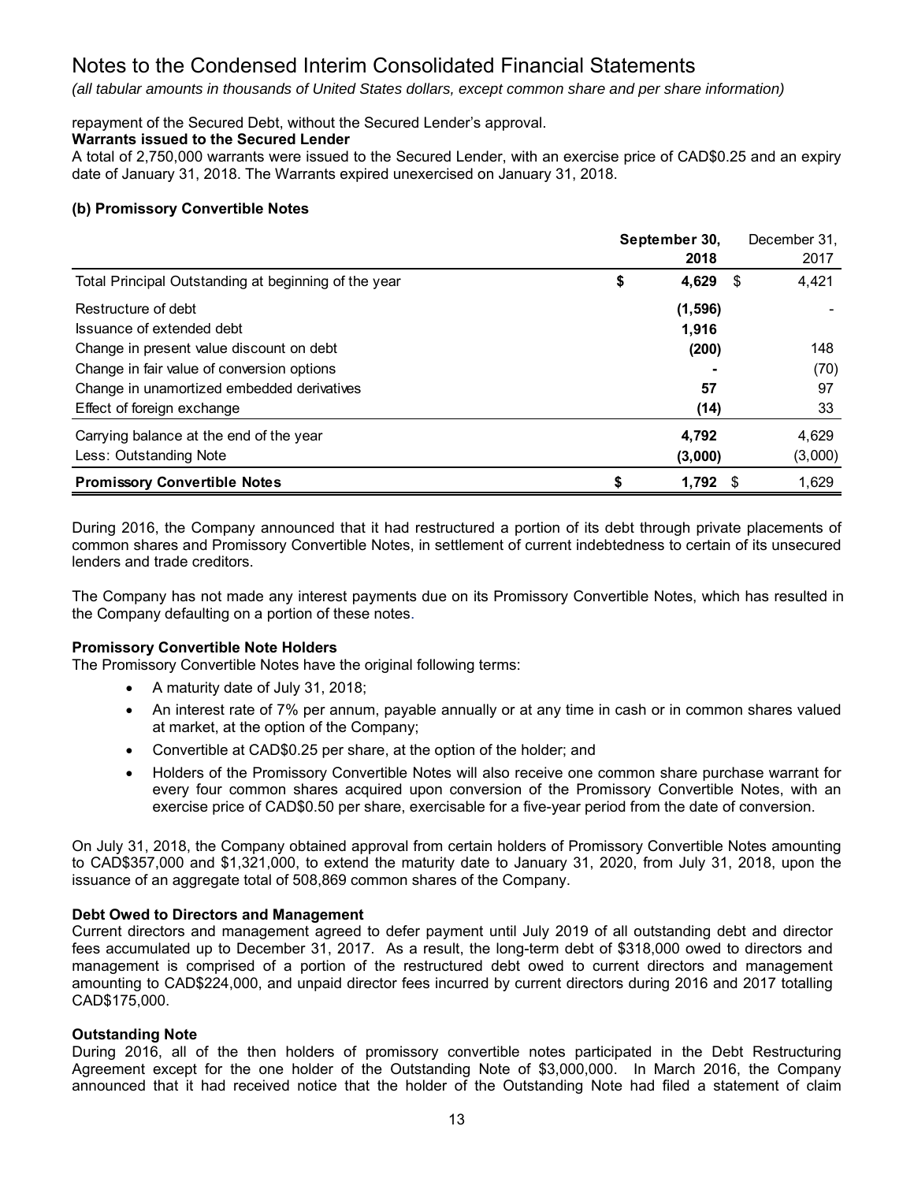# Notes to the Condensed Interim Consolidated Financial Statements

*(all tabular amounts in thousands of United States dollars, except common share and per share information)*

repayment of the Secured Debt, without the Secured Lender's approval.

**Warrants issued to the Secured Lender**

A total of 2,750,000 warrants were issued to the Secured Lender, with an exercise price of CAD$0.25 and an expiry date of January 31, 2018. The Warrants expired unexercised on January 31, 2018.

### (b) Promissory Convertible Notes

| | September 30, 2018 | December 31, 2017 |
|---|---|---|
| Total Principal Outstanding at beginning of the year | $ 4,629 | $ 4,421 |
| Restructure of debt | (1,596) | - |
| Issuance of extended debt | 1,916 | |
| Change in present value discount on debt | (200) | 148 |
| Change in fair value of conversion options | - | (70) |
| Change in unamortized embedded derivatives | 57 | 97 |
| Effect of foreign exchange | (14) | 33 |
| Carrying balance at the end of the year | 4,792 | 4,629 |
| Less: Outstanding Note | (3,000) | (3,000) |
| **Promissory Convertible Notes** | $ 1,792 | $ 1,629 |

During 2016, the Company announced that it had restructured a portion of its debt through private placements of common shares and Promissory Convertible Notes, in settlement of current indebtedness to certain of its unsecured lenders and trade creditors.

The Company has not made any interest payments due on its Promissory Convertible Notes, which has resulted in the Company defaulting on a portion of these notes.

**Promissory Convertible Note Holders**

The Promissory Convertible Notes have the original following terms:

- A maturity date of July 31, 2018;
- An interest rate of 7% per annum, payable annually or at any time in cash or in common shares valued at market, at the option of the Company;
- Convertible at CAD$0.25 per share, at the option of the holder; and
- Holders of the Promissory Convertible Notes will also receive one common share purchase warrant for every four common shares acquired upon conversion of the Promissory Convertible Notes, with an exercise price of CAD$0.50 per share, exercisable for a five-year period from the date of conversion.

On July 31, 2018, the Company obtained approval from certain holders of Promissory Convertible Notes amounting to CAD$357,000 and $1,321,000, to extend the maturity date to January 31, 2020, from July 31, 2018, upon the issuance of an aggregate total of 508,869 common shares of the Company.

**Debt Owed to Directors and Management**

Current directors and management agreed to defer payment until July 2019 of all outstanding debt and director fees accumulated up to December 31, 2017. As a result, the long-term debt of $318,000 owed to directors and management is comprised of a portion of the restructured debt owed to current directors and management amounting to CAD$224,000, and unpaid director fees incurred by current directors during 2016 and 2017 totalling CAD$175,000.

**Outstanding Note**

During 2016, all of the then holders of promissory convertible notes participated in the Debt Restructuring Agreement except for the one holder of the Outstanding Note of $3,000,000. In March 2016, the Company announced that it had received notice that the holder of the Outstanding Note had filed a statement of claim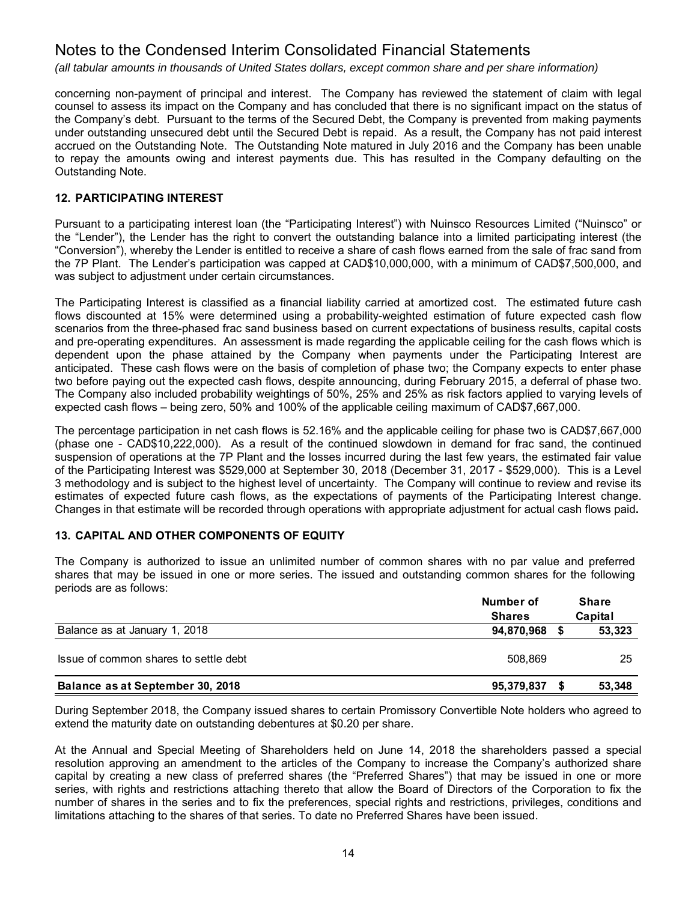concerning non-payment of principal and interest. The Company has reviewed the statement of claim with legal counsel to assess its impact on the Company and has concluded that there is no significant impact on the status of the Company's debt. Pursuant to the terms of the Secured Debt, the Company is prevented from making payments under outstanding unsecured debt until the Secured Debt is repaid. As a result, the Company has not paid interest accrued on the Outstanding Note. The Outstanding Note matured in July 2016 and the Company has been unable to repay the amounts owing and interest payments due. This has resulted in the Company defaulting on the Outstanding Note.

## 12. PARTICIPATING INTEREST

Pursuant to a participating interest loan (the "Participating Interest") with Nuinsco Resources Limited ("Nuinsco" or the "Lender"), the Lender has the right to convert the outstanding balance into a limited participating interest (the "Conversion"), whereby the Lender is entitled to receive a share of cash flows earned from the sale of frac sand from the 7P Plant. The Lender's participation was capped at CAD$10,000,000, with a minimum of CAD$7,500,000, and was subject to adjustment under certain circumstances.

The Participating Interest is classified as a financial liability carried at amortized cost. The estimated future cash flows discounted at 15% were determined using a probability-weighted estimation of future expected cash flow scenarios from the three-phased frac sand business based on current expectations of business results, capital costs and pre-operating expenditures. An assessment is made regarding the applicable ceiling for the cash flows which is dependent upon the phase attained by the Company when payments under the Participating Interest are anticipated. These cash flows were on the basis of completion of phase two; the Company expects to enter phase two before paying out the expected cash flows, despite announcing, during February 2015, a deferral of phase two. The Company also included probability weightings of 50%, 25% and 25% as risk factors applied to varying levels of expected cash flows – being zero, 50% and 100% of the applicable ceiling maximum of CAD$7,667,000.

The percentage participation in net cash flows is 52.16% and the applicable ceiling for phase two is CAD$7,667,000 (phase one - CAD$10,222,000). As a result of the continued slowdown in demand for frac sand, the continued suspension of operations at the 7P Plant and the losses incurred during the last few years, the estimated fair value of the Participating Interest was $529,000 at September 30, 2018 (December 31, 2017 - $529,000). This is a Level 3 methodology and is subject to the highest level of uncertainty. The Company will continue to review and revise its estimates of expected future cash flows, as the expectations of payments of the Participating Interest change. Changes in that estimate will be recorded through operations with appropriate adjustment for actual cash flows paid**.**

## 13. CAPITAL AND OTHER COMPONENTS OF EQUITY

The Company is authorized to issue an unlimited number of common shares with no par value and preferred shares that may be issued in one or more series. The issued and outstanding common shares for the following periods are as follows:

| | Number of Shares | Share Capital |
|---|---|---|
| Balance as at January 1, 2018 | **94,870,968** | **$ 53,323** |
| Issue of common shares to settle debt | 508,869 | 25 |
| **Balance as at September 30, 2018** | **95,379,837** | **$ 53,348** |

During September 2018, the Company issued shares to certain Promissory Convertible Note holders who agreed to extend the maturity date on outstanding debentures at $0.20 per share.

At the Annual and Special Meeting of Shareholders held on June 14, 2018 the shareholders passed a special resolution approving an amendment to the articles of the Company to increase the Company's authorized share capital by creating a new class of preferred shares (the "Preferred Shares") that may be issued in one or more series, with rights and restrictions attaching thereto that allow the Board of Directors of the Corporation to fix the number of shares in the series and to fix the preferences, special rights and restrictions, privileges, conditions and limitations attaching to the shares of that series. To date no Preferred Shares have been issued.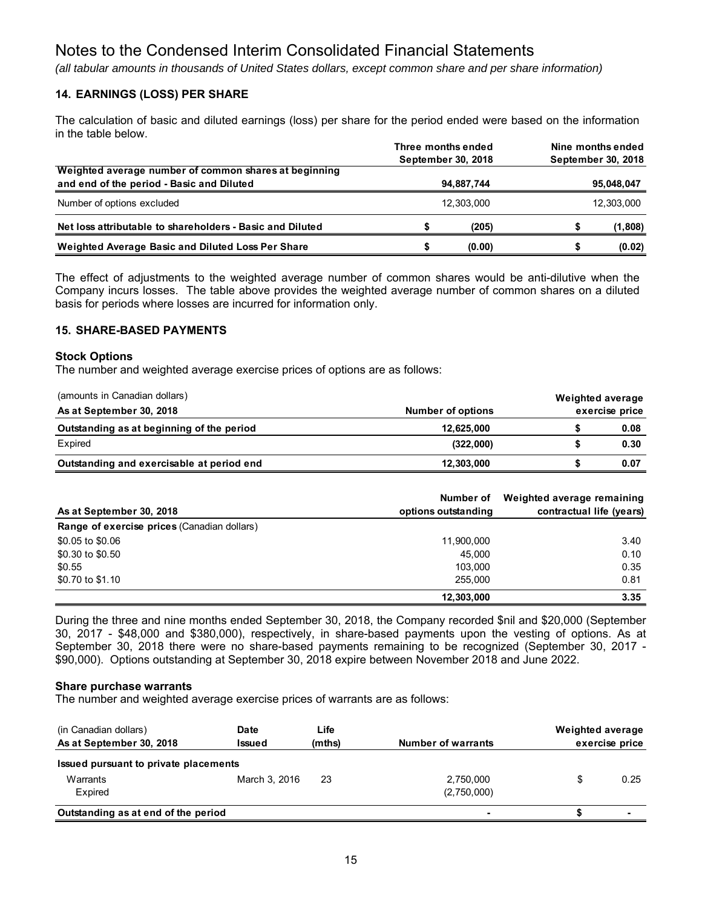# Notes to the Condensed Interim Consolidated Financial Statements

*(all tabular amounts in thousands of United States dollars, except common share and per share information)*

## 14. EARNINGS (LOSS) PER SHARE

The calculation of basic and diluted earnings (loss) per share for the period ended were based on the information in the table below.

| | Three months ended September 30, 2018 | Nine months ended September 30, 2018 |
|---|---|---|
| **Weighted average number of common shares at beginning and end of the period - Basic and Diluted** | **94,887,744** | **95,048,047** |
| Number of options excluded | 12,303,000 | 12,303,000 |
| **Net loss attributable to shareholders - Basic and Diluted** | **$ (205)** | **$ (1,808)** |
| **Weighted Average Basic and Diluted Loss Per Share** | **$ (0.00)** | **$ (0.02)** |

The effect of adjustments to the weighted average number of common shares would be anti-dilutive when the Company incurs losses. The table above provides the weighted average number of common shares on a diluted basis for periods where losses are incurred for information only.

## 15. SHARE-BASED PAYMENTS

### Stock Options

The number and weighted average exercise prices of options are as follows:

| (amounts in Canadian dollars) As at September 30, 2018 | Number of options | Weighted average exercise price |
|---|---|---|
| **Outstanding as at beginning of the period** | **12,625,000** | **$ 0.08** |
| Expired | (322,000) | $ 0.30 |
| **Outstanding and exercisable at period end** | **12,303,000** | **$ 0.07** |

| As at September 30, 2018 | Number of options outstanding | Weighted average remaining contractual life (years) |
|---|---|---|
| **Range of exercise prices** (Canadian dollars) | | |
| \$0.05 to \$0.06 | 11,900,000 | 3.40 |
| \$0.30 to \$0.50 | 45,000 | 0.10 |
| \$0.55 | 103,000 | 0.35 |
| \$0.70 to \$1.10 | 255,000 | 0.81 |
| | **12,303,000** | **3.35** |

During the three and nine months ended September 30, 2018, the Company recorded \$nil and \$20,000 (September 30, 2017 - \$48,000 and \$380,000), respectively, in share-based payments upon the vesting of options. As at September 30, 2018 there were no share-based payments remaining to be recognized (September 30, 2017 - \$90,000). Options outstanding at September 30, 2018 expire between November 2018 and June 2022.

### Share purchase warrants

The number and weighted average exercise prices of warrants are as follows:

| (in Canadian dollars) As at September 30, 2018 | Date Issued | Life (mths) | Number of warrants | Weighted average exercise price |
|---|---|---|---|---|
| **Issued pursuant to private placements** | | | | |
| Warrants | March 3, 2016 | 23 | 2,750,000 | $ 0.25 |
| Expired | | | (2,750,000) | |
| **Outstanding as at end of the period** | | | - | **$ -** |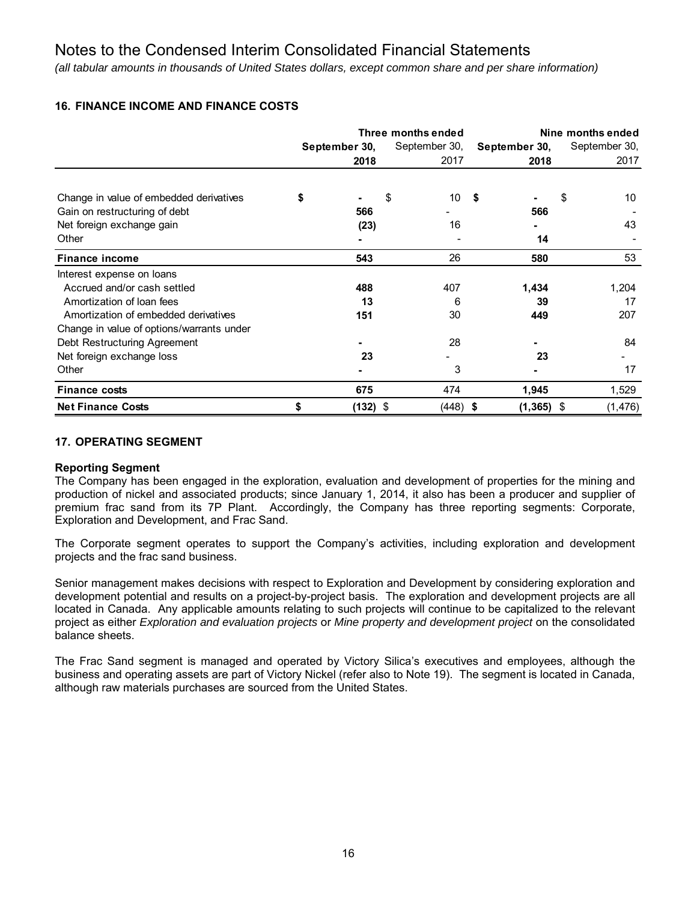# Notes to the Condensed Interim Consolidated Financial Statements

*(all tabular amounts in thousands of United States dollars, except common share and per share information)*

## 16. FINANCE INCOME AND FINANCE COSTS

| | Three months ended | | Nine months ended | |
|---|---|---|---|---|
| | **September 30, 2018** | September 30, 2017 | **September 30, 2018** | September 30, 2017 |
| Change in value of embedded derivatives | **$ -** | $ 10 | **$ -** | $ 10 |
| Gain on restructuring of debt | **566** | - | **566** | - |
| Net foreign exchange gain | **(23)** | 16 | **-** | 43 |
| Other | **-** | - | **14** | - |
| **Finance income** | **543** | 26 | **580** | 53 |
| Interest expense on loans | | | | |
| Accrued and/or cash settled | **488** | 407 | **1,434** | 1,204 |
| Amortization of loan fees | **13** | 6 | **39** | 17 |
| Amortization of embedded derivatives | **151** | 30 | **449** | 207 |
| Change in value of options/warrants under Debt Restructuring Agreement | **-** | 28 | **-** | 84 |
| Net foreign exchange loss | **23** | - | **23** | - |
| Other | **-** | 3 | **-** | 17 |
| **Finance costs** | **675** | 474 | **1,945** | 1,529 |
| **Net Finance Costs** | **$ (132)** | $ (448) | **$ (1,365)** | $ (1,476) |

## 17. OPERATING SEGMENT

### Reporting Segment

The Company has been engaged in the exploration, evaluation and development of properties for the mining and production of nickel and associated products; since January 1, 2014, it also has been a producer and supplier of premium frac sand from its 7P Plant. Accordingly, the Company has three reporting segments: Corporate, Exploration and Development, and Frac Sand.

The Corporate segment operates to support the Company's activities, including exploration and development projects and the frac sand business.

Senior management makes decisions with respect to Exploration and Development by considering exploration and development potential and results on a project-by-project basis. The exploration and development projects are all located in Canada. Any applicable amounts relating to such projects will continue to be capitalized to the relevant project as either *Exploration and evaluation projects* or *Mine property and development project* on the consolidated balance sheets.

The Frac Sand segment is managed and operated by Victory Silica's executives and employees, although the business and operating assets are part of Victory Nickel (refer also to Note 19). The segment is located in Canada, although raw materials purchases are sourced from the United States.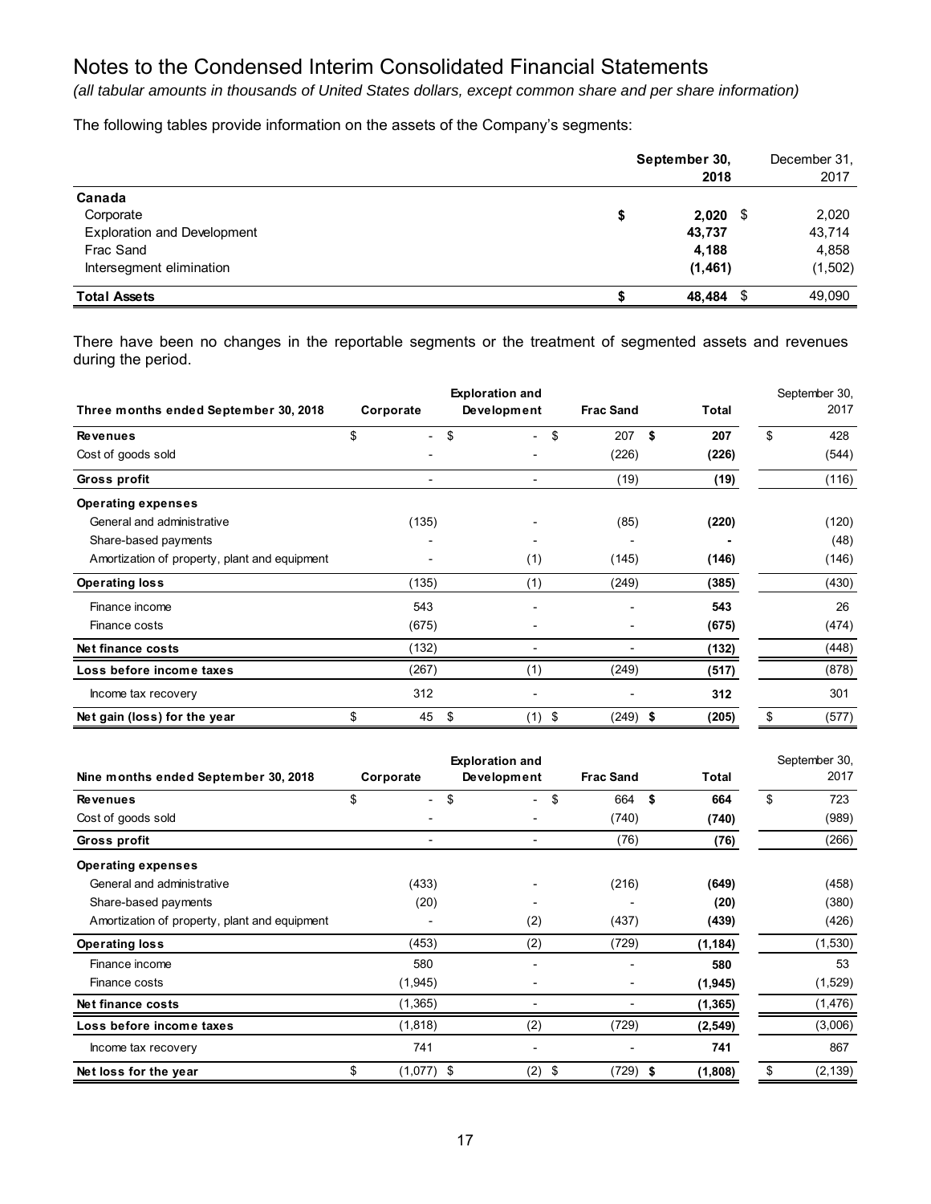# Notes to the Condensed Interim Consolidated Financial Statements

*(all tabular amounts in thousands of United States dollars, except common share and per share information)*

The following tables provide information on the assets of the Company's segments:

| | September 30, 2018 | December 31, 2017 |
|---|---|---|
| **Canada** | | |
| Corporate | **$ 2,020** | $ 2,020 |
| Exploration and Development | **43,737** | 43,714 |
| Frac Sand | **4,188** | 4,858 |
| Intersegment elimination | **(1,461)** | (1,502) |
| **Total Assets** | **$ 48,484** | $ 49,090 |

There have been no changes in the reportable segments or the treatment of segmented assets and revenues during the period.

| Three months ended September 30, 2018 | Corporate | Exploration and Development | Frac Sand | Total | September 30, 2017 |
|---|---|---|---|---|---|
| **Revenues** | $ - | $ - | $ 207 | **$ 207** | $ 428 |
| Cost of goods sold | - | - | (226) | **(226)** | (544) |
| **Gross profit** | - | - | (19) | **(19)** | (116) |
| **Operating expenses** | | | | | |
| General and administrative | (135) | - | (85) | **(220)** | (120) |
| Share-based payments | - | - | - | **-** | (48) |
| Amortization of property, plant and equipment | - | (1) | (145) | **(146)** | (146) |
| **Operating loss** | (135) | (1) | (249) | **(385)** | (430) |
| Finance income | 543 | - | - | **543** | 26 |
| Finance costs | (675) | - | - | **(675)** | (474) |
| **Net finance costs** | (132) | - | - | **(132)** | (448) |
| **Loss before income taxes** | (267) | (1) | (249) | **(517)** | (878) |
| Income tax recovery | 312 | - | - | **312** | 301 |
| **Net gain (loss) for the year** | $ 45 | $ (1) | $ (249) | **$ (205)** | $ (577) |

| Nine months ended September 30, 2018 | Corporate | Exploration and Development | Frac Sand | Total | September 30, 2017 |
|---|---|---|---|---|---|
| **Revenues** | $ - | $ - | $ 664 | **$ 664** | $ 723 |
| Cost of goods sold | - | - | (740) | **(740)** | (989) |
| **Gross profit** | - | - | (76) | **(76)** | (266) |
| **Operating expenses** | | | | | |
| General and administrative | (433) | - | (216) | **(649)** | (458) |
| Share-based payments | (20) | - | - | **(20)** | (380) |
| Amortization of property, plant and equipment | - | (2) | (437) | **(439)** | (426) |
| **Operating loss** | (453) | (2) | (729) | **(1,184)** | (1,530) |
| Finance income | 580 | - | - | **580** | 53 |
| Finance costs | (1,945) | - | - | **(1,945)** | (1,529) |
| **Net finance costs** | (1,365) | - | - | **(1,365)** | (1,476) |
| **Loss before income taxes** | (1,818) | (2) | (729) | **(2,549)** | (3,006) |
| Income tax recovery | 741 | - | - | **741** | 867 |
| **Net loss for the year** | $ (1,077) | $ (2) | $ (729) | **$ (1,808)** | $ (2,139) |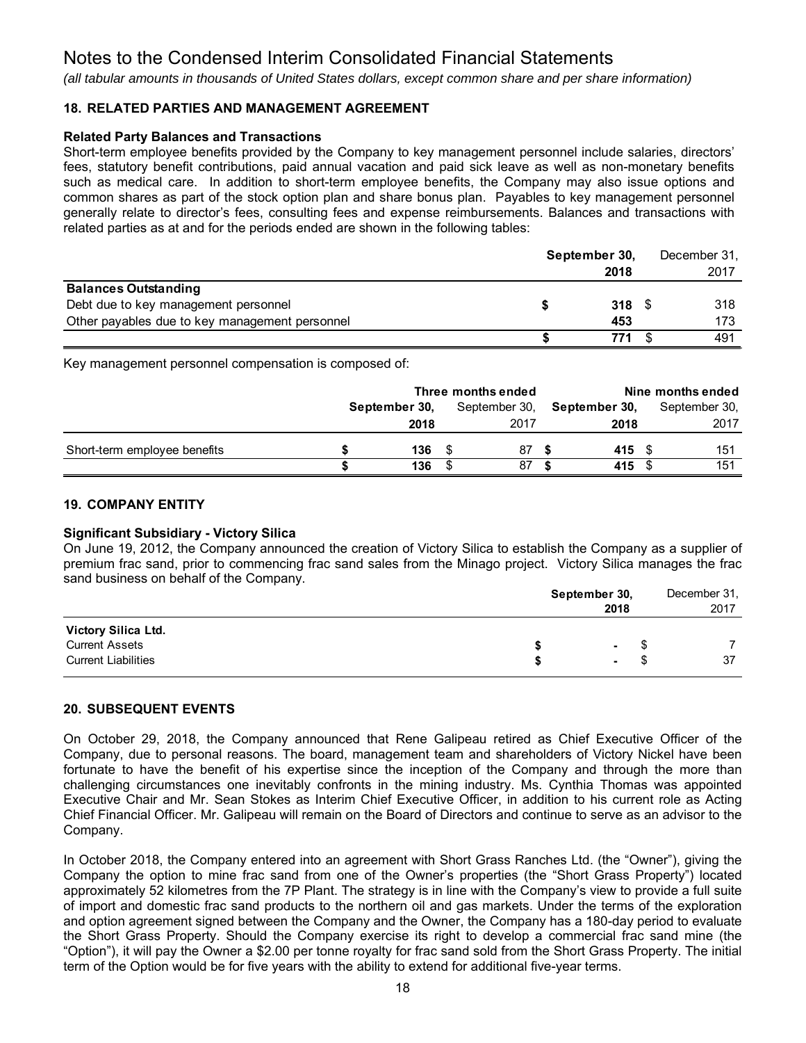# Notes to the Condensed Interim Consolidated Financial Statements

*(all tabular amounts in thousands of United States dollars, except common share and per share information)*

## 18. RELATED PARTIES AND MANAGEMENT AGREEMENT

### Related Party Balances and Transactions

Short-term employee benefits provided by the Company to key management personnel include salaries, directors' fees, statutory benefit contributions, paid annual vacation and paid sick leave as well as non-monetary benefits such as medical care. In addition to short-term employee benefits, the Company may also issue options and common shares as part of the stock option plan and share bonus plan. Payables to key management personnel generally relate to director's fees, consulting fees and expense reimbursements. Balances and transactions with related parties as at and for the periods ended are shown in the following tables:

| | **September 30, 2018** | December 31, 2017 |
|---|---|---|
| **Balances Outstanding** | | |
| Debt due to key management personnel | **$ 318** | $ 318 |
| Other payables due to key management personnel | **453** | 173 |
| | **$ 771** | $ 491 |

Key management personnel compensation is composed of:

| | **Three months ended** | | **Nine months ended** | |
|---|---|---|---|---|
| | **September 30, 2018** | September 30, 2017 | **September 30, 2018** | September 30, 2017 |
| Short-term employee benefits | **$ 136** | $ 87 | **$ 415** | $ 151 |
| | **$ 136** | $ 87 | **$ 415** | $ 151 |

## 19. COMPANY ENTITY

### Significant Subsidiary - Victory Silica

On June 19, 2012, the Company announced the creation of Victory Silica to establish the Company as a supplier of premium frac sand, prior to commencing frac sand sales from the Minago project. Victory Silica manages the frac sand business on behalf of the Company.

| | **September 30, 2018** | December 31, 2017 |
|---|---|---|
| **Victory Silica Ltd.** | | |
| Current Assets | **$ -** | $ 7 |
| Current Liabilities | **$ -** | $ 37 |

## 20. SUBSEQUENT EVENTS

On October 29, 2018, the Company announced that Rene Galipeau retired as Chief Executive Officer of the Company, due to personal reasons. The board, management team and shareholders of Victory Nickel have been fortunate to have the benefit of his expertise since the inception of the Company and through the more than challenging circumstances one inevitably confronts in the mining industry. Ms. Cynthia Thomas was appointed Executive Chair and Mr. Sean Stokes as Interim Chief Executive Officer, in addition to his current role as Acting Chief Financial Officer. Mr. Galipeau will remain on the Board of Directors and continue to serve as an advisor to the Company.

In October 2018, the Company entered into an agreement with Short Grass Ranches Ltd. (the "Owner"), giving the Company the option to mine frac sand from one of the Owner's properties (the "Short Grass Property") located approximately 52 kilometres from the 7P Plant. The strategy is in line with the Company's view to provide a full suite of import and domestic frac sand products to the northern oil and gas markets. Under the terms of the exploration and option agreement signed between the Company and the Owner, the Company has a 180-day period to evaluate the Short Grass Property. Should the Company exercise its right to develop a commercial frac sand mine (the "Option"), it will pay the Owner a $2.00 per tonne royalty for frac sand sold from the Short Grass Property. The initial term of the Option would be for five years with the ability to extend for additional five-year terms.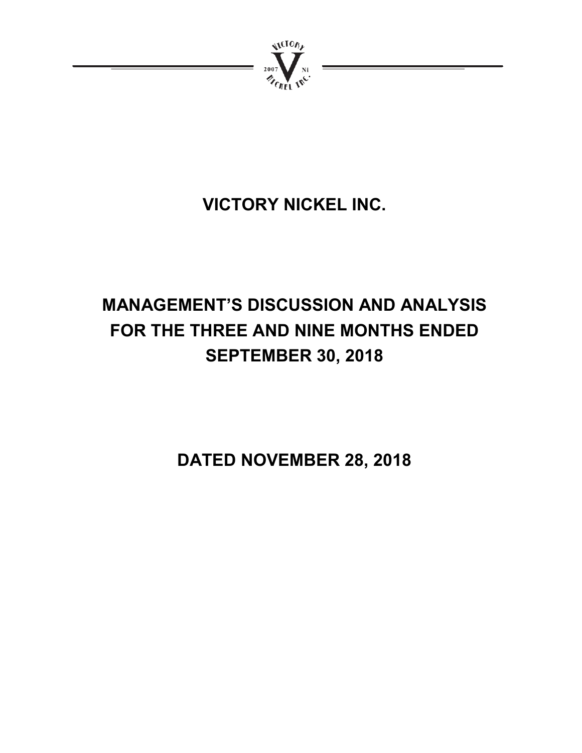# VICTORY NICKEL INC.

# MANAGEMENT'S DISCUSSION AND ANALYSIS FOR THE THREE AND NINE MONTHS ENDED SEPTEMBER 30, 2018

# DATED NOVEMBER 28, 2018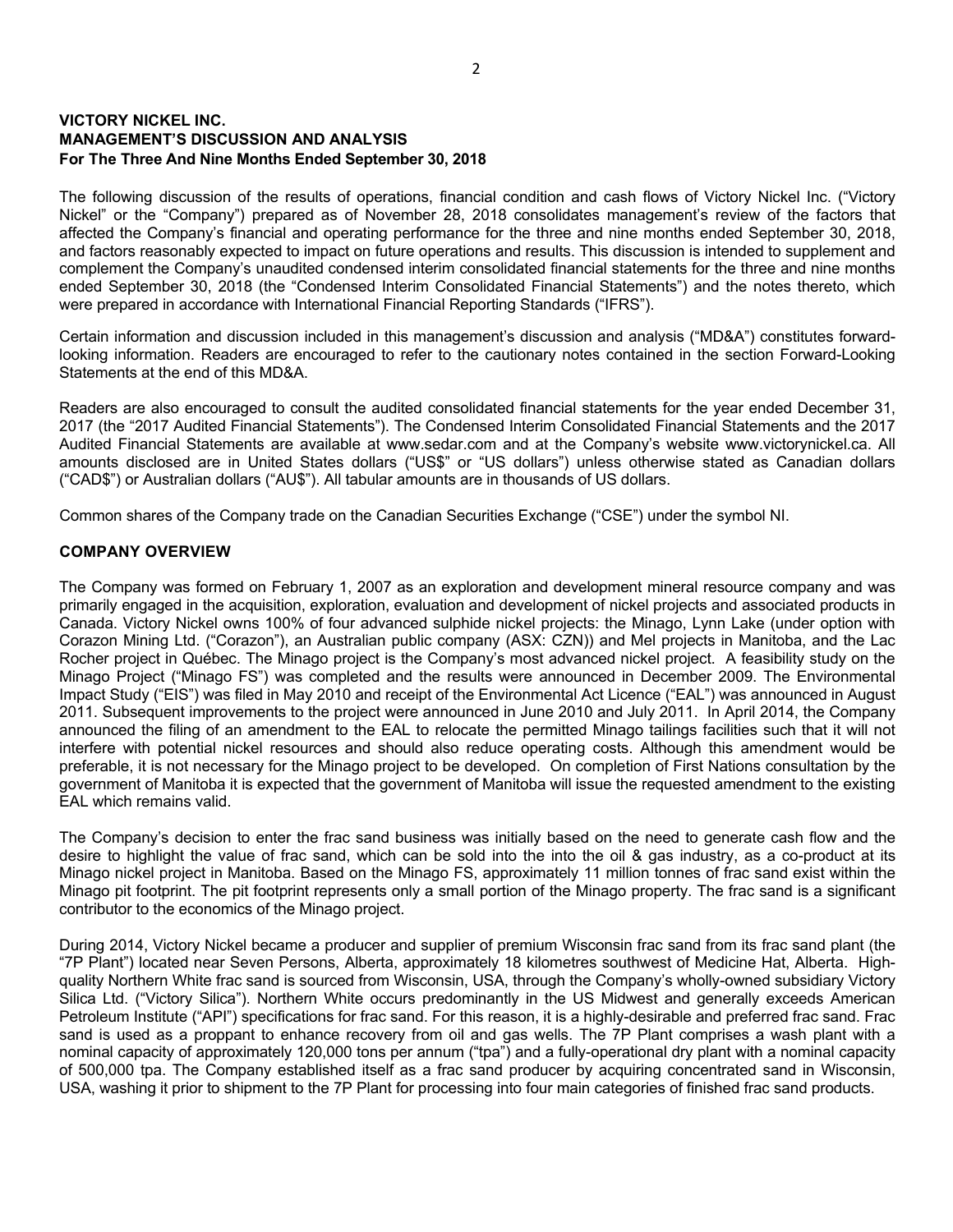**VICTORY NICKEL INC.**
**MANAGEMENT'S DISCUSSION AND ANALYSIS**
**For The Three And Nine Months Ended September 30, 2018**

The following discussion of the results of operations, financial condition and cash flows of Victory Nickel Inc. ("Victory Nickel" or the "Company") prepared as of November 28, 2018 consolidates management's review of the factors that affected the Company's financial and operating performance for the three and nine months ended September 30, 2018, and factors reasonably expected to impact on future operations and results. This discussion is intended to supplement and complement the Company's unaudited condensed interim consolidated financial statements for the three and nine months ended September 30, 2018 (the "Condensed Interim Consolidated Financial Statements") and the notes thereto, which were prepared in accordance with International Financial Reporting Standards ("IFRS").

Certain information and discussion included in this management's discussion and analysis ("MD&A") constitutes forward-looking information. Readers are encouraged to refer to the cautionary notes contained in the section Forward-Looking Statements at the end of this MD&A.

Readers are also encouraged to consult the audited consolidated financial statements for the year ended December 31, 2017 (the "2017 Audited Financial Statements"). The Condensed Interim Consolidated Financial Statements and the 2017 Audited Financial Statements are available at www.sedar.com and at the Company's website www.victorynickel.ca. All amounts disclosed are in United States dollars ("US$" or "US dollars") unless otherwise stated as Canadian dollars ("CAD$") or Australian dollars ("AU$"). All tabular amounts are in thousands of US dollars.

Common shares of the Company trade on the Canadian Securities Exchange ("CSE") under the symbol NI.

## COMPANY OVERVIEW

The Company was formed on February 1, 2007 as an exploration and development mineral resource company and was primarily engaged in the acquisition, exploration, evaluation and development of nickel projects and associated products in Canada. Victory Nickel owns 100% of four advanced sulphide nickel projects: the Minago, Lynn Lake (under option with Corazon Mining Ltd. ("Corazon"), an Australian public company (ASX: CZN)) and Mel projects in Manitoba, and the Lac Rocher project in Québec. The Minago project is the Company's most advanced nickel project. A feasibility study on the Minago Project ("Minago FS") was completed and the results were announced in December 2009. The Environmental Impact Study ("EIS") was filed in May 2010 and receipt of the Environmental Act Licence ("EAL") was announced in August 2011. Subsequent improvements to the project were announced in June 2010 and July 2011. In April 2014, the Company announced the filing of an amendment to the EAL to relocate the permitted Minago tailings facilities such that it will not interfere with potential nickel resources and should also reduce operating costs. Although this amendment would be preferable, it is not necessary for the Minago project to be developed. On completion of First Nations consultation by the government of Manitoba it is expected that the government of Manitoba will issue the requested amendment to the existing EAL which remains valid.

The Company's decision to enter the frac sand business was initially based on the need to generate cash flow and the desire to highlight the value of frac sand, which can be sold into the into the oil & gas industry, as a co-product at its Minago nickel project in Manitoba. Based on the Minago FS, approximately 11 million tonnes of frac sand exist within the Minago pit footprint. The pit footprint represents only a small portion of the Minago property. The frac sand is a significant contributor to the economics of the Minago project.

During 2014, Victory Nickel became a producer and supplier of premium Wisconsin frac sand from its frac sand plant (the "7P Plant") located near Seven Persons, Alberta, approximately 18 kilometres southwest of Medicine Hat, Alberta. High-quality Northern White frac sand is sourced from Wisconsin, USA, through the Company's wholly-owned subsidiary Victory Silica Ltd. ("Victory Silica"). Northern White occurs predominantly in the US Midwest and generally exceeds American Petroleum Institute ("API") specifications for frac sand. For this reason, it is a highly-desirable and preferred frac sand. Frac sand is used as a proppant to enhance recovery from oil and gas wells. The 7P Plant comprises a wash plant with a nominal capacity of approximately 120,000 tons per annum ("tpa") and a fully-operational dry plant with a nominal capacity of 500,000 tpa. The Company established itself as a frac sand producer by acquiring concentrated sand in Wisconsin, USA, washing it prior to shipment to the 7P Plant for processing into four main categories of finished frac sand products.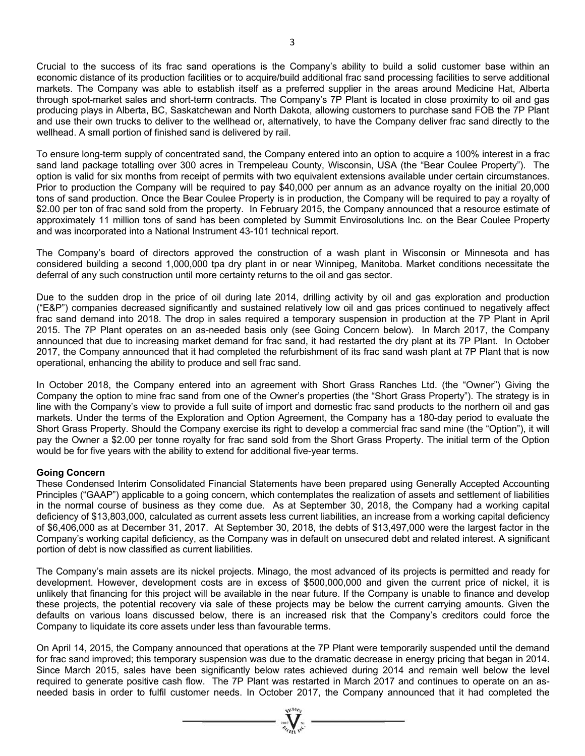Crucial to the success of its frac sand operations is the Company's ability to build a solid customer base within an economic distance of its production facilities or to acquire/build additional frac sand processing facilities to serve additional markets. The Company was able to establish itself as a preferred supplier in the areas around Medicine Hat, Alberta through spot-market sales and short-term contracts. The Company's 7P Plant is located in close proximity to oil and gas producing plays in Alberta, BC, Saskatchewan and North Dakota, allowing customers to purchase sand FOB the 7P Plant and use their own trucks to deliver to the wellhead or, alternatively, to have the Company deliver frac sand directly to the wellhead. A small portion of finished sand is delivered by rail.

To ensure long-term supply of concentrated sand, the Company entered into an option to acquire a 100% interest in a frac sand land package totalling over 300 acres in Trempeleau County, Wisconsin, USA (the "Bear Coulee Property"). The option is valid for six months from receipt of permits with two equivalent extensions available under certain circumstances. Prior to production the Company will be required to pay $40,000 per annum as an advance royalty on the initial 20,000 tons of sand production. Once the Bear Coulee Property is in production, the Company will be required to pay a royalty of $2.00 per ton of frac sand sold from the property. In February 2015, the Company announced that a resource estimate of approximately 11 million tons of sand has been completed by Summit Envirosolutions Inc. on the Bear Coulee Property and was incorporated into a National Instrument 43-101 technical report.

The Company's board of directors approved the construction of a wash plant in Wisconsin or Minnesota and has considered building a second 1,000,000 tpa dry plant in or near Winnipeg, Manitoba. Market conditions necessitate the deferral of any such construction until more certainty returns to the oil and gas sector.

Due to the sudden drop in the price of oil during late 2014, drilling activity by oil and gas exploration and production ("E&P") companies decreased significantly and sustained relatively low oil and gas prices continued to negatively affect frac sand demand into 2018. The drop in sales required a temporary suspension in production at the 7P Plant in April 2015. The 7P Plant operates on an as-needed basis only (see Going Concern below). In March 2017, the Company announced that due to increasing market demand for frac sand, it had restarted the dry plant at its 7P Plant. In October 2017, the Company announced that it had completed the refurbishment of its frac sand wash plant at 7P Plant that is now operational, enhancing the ability to produce and sell frac sand.

In October 2018, the Company entered into an agreement with Short Grass Ranches Ltd. (the "Owner") Giving the Company the option to mine frac sand from one of the Owner's properties (the "Short Grass Property"). The strategy is in line with the Company's view to provide a full suite of import and domestic frac sand products to the northern oil and gas markets. Under the terms of the Exploration and Option Agreement, the Company has a 180-day period to evaluate the Short Grass Property. Should the Company exercise its right to develop a commercial frac sand mine (the "Option"), it will pay the Owner a $2.00 per tonne royalty for frac sand sold from the Short Grass Property. The initial term of the Option would be for five years with the ability to extend for additional five-year terms.

**Going Concern**

These Condensed Interim Consolidated Financial Statements have been prepared using Generally Accepted Accounting Principles ("GAAP") applicable to a going concern, which contemplates the realization of assets and settlement of liabilities in the normal course of business as they come due. As at September 30, 2018, the Company had a working capital deficiency of $13,803,000, calculated as current assets less current liabilities, an increase from a working capital deficiency of $6,406,000 as at December 31, 2017. At September 30, 2018, the debts of $13,497,000 were the largest factor in the Company's working capital deficiency, as the Company was in default on unsecured debt and related interest. A significant portion of debt is now classified as current liabilities.

The Company's main assets are its nickel projects. Minago, the most advanced of its projects is permitted and ready for development. However, development costs are in excess of $500,000,000 and given the current price of nickel, it is unlikely that financing for this project will be available in the near future. If the Company is unable to finance and develop these projects, the potential recovery via sale of these projects may be below the current carrying amounts. Given the defaults on various loans discussed below, there is an increased risk that the Company's creditors could force the Company to liquidate its core assets under less than favourable terms.

On April 14, 2015, the Company announced that operations at the 7P Plant were temporarily suspended until the demand for frac sand improved; this temporary suspension was due to the dramatic decrease in energy pricing that began in 2014. Since March 2015, sales have been significantly below rates achieved during 2014 and remain well below the level required to generate positive cash flow. The 7P Plant was restarted in March 2017 and continues to operate on an as-needed basis in order to fulfil customer needs. In October 2017, the Company announced that it had completed the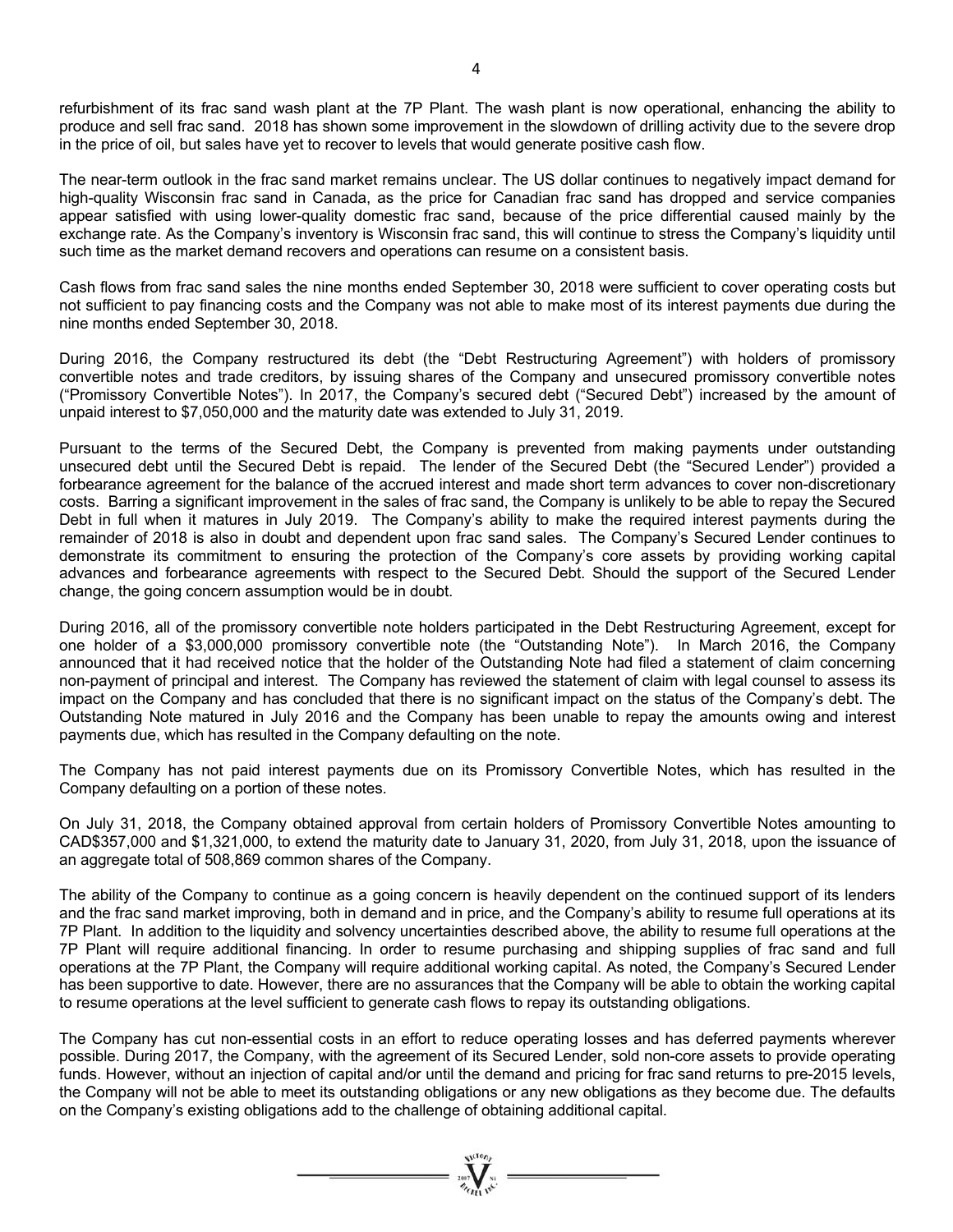refurbishment of its frac sand wash plant at the 7P Plant. The wash plant is now operational, enhancing the ability to produce and sell frac sand. 2018 has shown some improvement in the slowdown of drilling activity due to the severe drop in the price of oil, but sales have yet to recover to levels that would generate positive cash flow.

The near-term outlook in the frac sand market remains unclear. The US dollar continues to negatively impact demand for high-quality Wisconsin frac sand in Canada, as the price for Canadian frac sand has dropped and service companies appear satisfied with using lower-quality domestic frac sand, because of the price differential caused mainly by the exchange rate. As the Company's inventory is Wisconsin frac sand, this will continue to stress the Company's liquidity until such time as the market demand recovers and operations can resume on a consistent basis.

Cash flows from frac sand sales the nine months ended September 30, 2018 were sufficient to cover operating costs but not sufficient to pay financing costs and the Company was not able to make most of its interest payments due during the nine months ended September 30, 2018.

During 2016, the Company restructured its debt (the "Debt Restructuring Agreement") with holders of promissory convertible notes and trade creditors, by issuing shares of the Company and unsecured promissory convertible notes ("Promissory Convertible Notes"). In 2017, the Company's secured debt ("Secured Debt") increased by the amount of unpaid interest to $7,050,000 and the maturity date was extended to July 31, 2019.

Pursuant to the terms of the Secured Debt, the Company is prevented from making payments under outstanding unsecured debt until the Secured Debt is repaid. The lender of the Secured Debt (the "Secured Lender") provided a forbearance agreement for the balance of the accrued interest and made short term advances to cover non-discretionary costs. Barring a significant improvement in the sales of frac sand, the Company is unlikely to be able to repay the Secured Debt in full when it matures in July 2019. The Company's ability to make the required interest payments during the remainder of 2018 is also in doubt and dependent upon frac sand sales. The Company's Secured Lender continues to demonstrate its commitment to ensuring the protection of the Company's core assets by providing working capital advances and forbearance agreements with respect to the Secured Debt. Should the support of the Secured Lender change, the going concern assumption would be in doubt.

During 2016, all of the promissory convertible note holders participated in the Debt Restructuring Agreement, except for one holder of a $3,000,000 promissory convertible note (the "Outstanding Note"). In March 2016, the Company announced that it had received notice that the holder of the Outstanding Note had filed a statement of claim concerning non-payment of principal and interest. The Company has reviewed the statement of claim with legal counsel to assess its impact on the Company and has concluded that there is no significant impact on the status of the Company's debt. The Outstanding Note matured in July 2016 and the Company has been unable to repay the amounts owing and interest payments due, which has resulted in the Company defaulting on the note.

The Company has not paid interest payments due on its Promissory Convertible Notes, which has resulted in the Company defaulting on a portion of these notes.

On July 31, 2018, the Company obtained approval from certain holders of Promissory Convertible Notes amounting to CAD$357,000 and $1,321,000, to extend the maturity date to January 31, 2020, from July 31, 2018, upon the issuance of an aggregate total of 508,869 common shares of the Company.

The ability of the Company to continue as a going concern is heavily dependent on the continued support of its lenders and the frac sand market improving, both in demand and in price, and the Company's ability to resume full operations at its 7P Plant. In addition to the liquidity and solvency uncertainties described above, the ability to resume full operations at the 7P Plant will require additional financing. In order to resume purchasing and shipping supplies of frac sand and full operations at the 7P Plant, the Company will require additional working capital. As noted, the Company's Secured Lender has been supportive to date. However, there are no assurances that the Company will be able to obtain the working capital to resume operations at the level sufficient to generate cash flows to repay its outstanding obligations.

The Company has cut non-essential costs in an effort to reduce operating losses and has deferred payments wherever possible. During 2017, the Company, with the agreement of its Secured Lender, sold non-core assets to provide operating funds. However, without an injection of capital and/or until the demand and pricing for frac sand returns to pre-2015 levels, the Company will not be able to meet its outstanding obligations or any new obligations as they become due. The defaults on the Company's existing obligations add to the challenge of obtaining additional capital.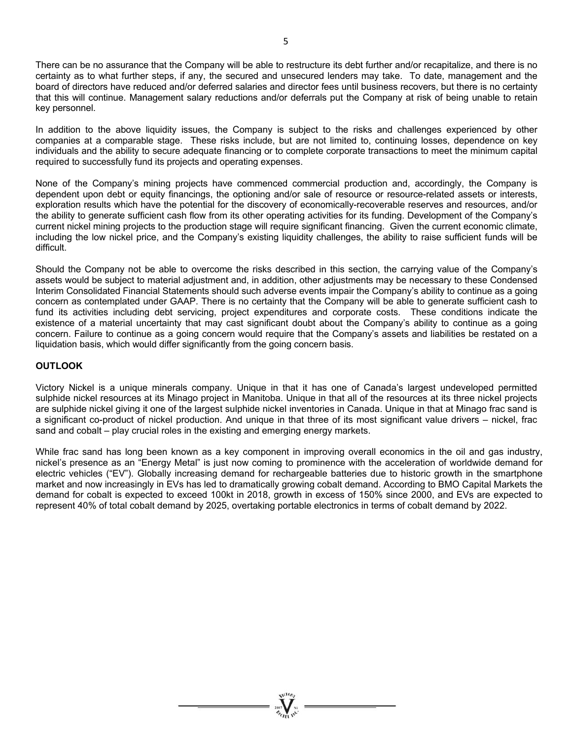There can be no assurance that the Company will be able to restructure its debt further and/or recapitalize, and there is no certainty as to what further steps, if any, the secured and unsecured lenders may take. To date, management and the board of directors have reduced and/or deferred salaries and director fees until business recovers, but there is no certainty that this will continue. Management salary reductions and/or deferrals put the Company at risk of being unable to retain key personnel.

In addition to the above liquidity issues, the Company is subject to the risks and challenges experienced by other companies at a comparable stage. These risks include, but are not limited to, continuing losses, dependence on key individuals and the ability to secure adequate financing or to complete corporate transactions to meet the minimum capital required to successfully fund its projects and operating expenses.

None of the Company's mining projects have commenced commercial production and, accordingly, the Company is dependent upon debt or equity financings, the optioning and/or sale of resource or resource-related assets or interests, exploration results which have the potential for the discovery of economically-recoverable reserves and resources, and/or the ability to generate sufficient cash flow from its other operating activities for its funding. Development of the Company's current nickel mining projects to the production stage will require significant financing. Given the current economic climate, including the low nickel price, and the Company's existing liquidity challenges, the ability to raise sufficient funds will be difficult.

Should the Company not be able to overcome the risks described in this section, the carrying value of the Company's assets would be subject to material adjustment and, in addition, other adjustments may be necessary to these Condensed Interim Consolidated Financial Statements should such adverse events impair the Company's ability to continue as a going concern as contemplated under GAAP. There is no certainty that the Company will be able to generate sufficient cash to fund its activities including debt servicing, project expenditures and corporate costs. These conditions indicate the existence of a material uncertainty that may cast significant doubt about the Company's ability to continue as a going concern. Failure to continue as a going concern would require that the Company's assets and liabilities be restated on a liquidation basis, which would differ significantly from the going concern basis.

## OUTLOOK

Victory Nickel is a unique minerals company. Unique in that it has one of Canada's largest undeveloped permitted sulphide nickel resources at its Minago project in Manitoba. Unique in that all of the resources at its three nickel projects are sulphide nickel giving it one of the largest sulphide nickel inventories in Canada. Unique in that at Minago frac sand is a significant co-product of nickel production. And unique in that three of its most significant value drivers – nickel, frac sand and cobalt – play crucial roles in the existing and emerging energy markets.

While frac sand has long been known as a key component in improving overall economics in the oil and gas industry, nickel's presence as an "Energy Metal" is just now coming to prominence with the acceleration of worldwide demand for electric vehicles ("EV"). Globally increasing demand for rechargeable batteries due to historic growth in the smartphone market and now increasingly in EVs has led to dramatically growing cobalt demand. According to BMO Capital Markets the demand for cobalt is expected to exceed 100kt in 2018, growth in excess of 150% since 2000, and EVs are expected to represent 40% of total cobalt demand by 2025, overtaking portable electronics in terms of cobalt demand by 2022.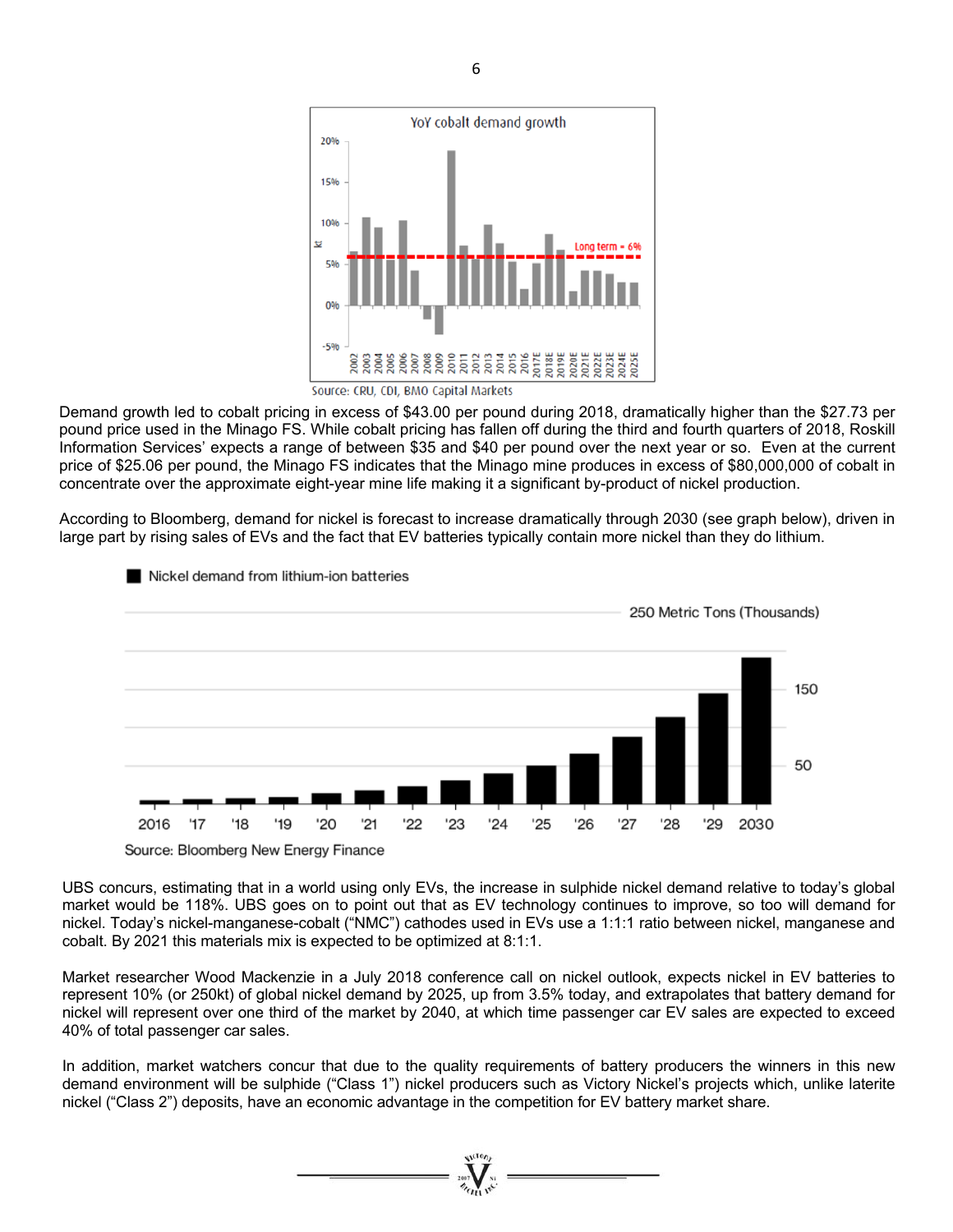Source: CRU, CDI, BMO Capital Markets

Demand growth led to cobalt pricing in excess of $43.00 per pound during 2018, dramatically higher than the $27.73 per pound price used in the Minago FS. While cobalt pricing has fallen off during the third and fourth quarters of 2018, Roskill Information Services' expects a range of between $35 and $40 per pound over the next year or so. Even at the current price of $25.06 per pound, the Minago FS indicates that the Minago mine produces in excess of $80,000,000 of cobalt in concentrate over the approximate eight-year mine life making it a significant by-product of nickel production.

According to Bloomberg, demand for nickel is forecast to increase dramatically through 2030 (see graph below), driven in large part by rising sales of EVs and the fact that EV batteries typically contain more nickel than they do lithium.

Source: Bloomberg New Energy Finance

UBS concurs, estimating that in a world using only EVs, the increase in sulphide nickel demand relative to today's global market would be 118%. UBS goes on to point out that as EV technology continues to improve, so too will demand for nickel. Today's nickel-manganese-cobalt ("NMC") cathodes used in EVs use a 1:1:1 ratio between nickel, manganese and cobalt. By 2021 this materials mix is expected to be optimized at 8:1:1.

Market researcher Wood Mackenzie in a July 2018 conference call on nickel outlook, expects nickel in EV batteries to represent 10% (or 250kt) of global nickel demand by 2025, up from 3.5% today, and extrapolates that battery demand for nickel will represent over one third of the market by 2040, at which time passenger car EV sales are expected to exceed 40% of total passenger car sales.

In addition, market watchers concur that due to the quality requirements of battery producers the winners in this new demand environment will be sulphide ("Class 1") nickel producers such as Victory Nickel's projects which, unlike laterite nickel ("Class 2") deposits, have an economic advantage in the competition for EV battery market share.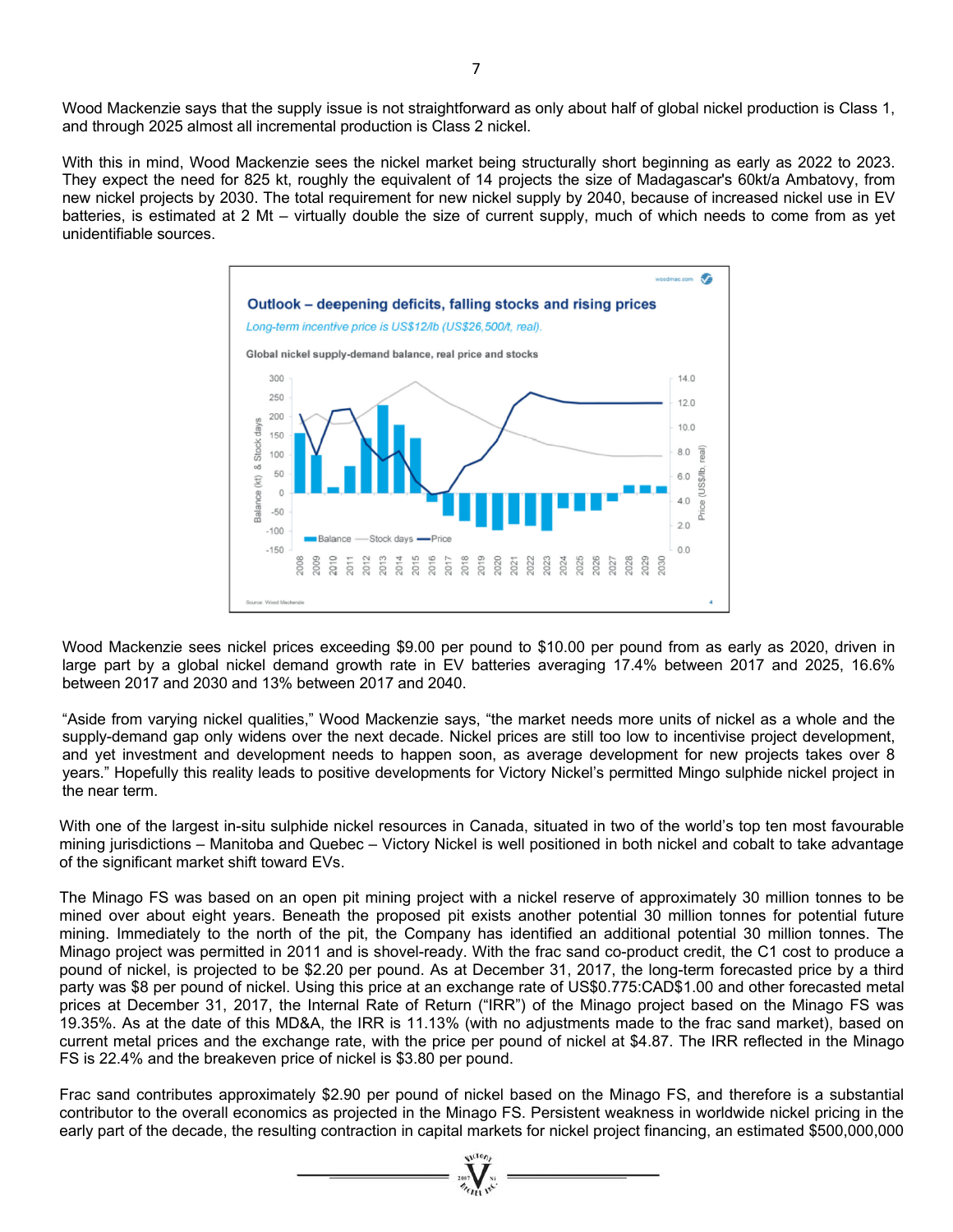Wood Mackenzie says that the supply issue is not straightforward as only about half of global nickel production is Class 1, and through 2025 almost all incremental production is Class 2 nickel.

With this in mind, Wood Mackenzie sees the nickel market being structurally short beginning as early as 2022 to 2023. They expect the need for 825 kt, roughly the equivalent of 14 projects the size of Madagascar's 60kt/a Ambatovy, from new nickel projects by 2030. The total requirement for new nickel supply by 2040, because of increased nickel use in EV batteries, is estimated at 2 Mt – virtually double the size of current supply, much of which needs to come from as yet unidentifiable sources.

Outlook – deepening deficits, falling stocks and rising prices

*Long-term incentive price is US$12/lb (US$26,500/t, real).*

Global nickel supply-demand balance, real price and stocks

Source: Wood Mackenzie

Wood Mackenzie sees nickel prices exceeding $9.00 per pound to $10.00 per pound from as early as 2020, driven in large part by a global nickel demand growth rate in EV batteries averaging 17.4% between 2017 and 2025, 16.6% between 2017 and 2030 and 13% between 2017 and 2040.

"Aside from varying nickel qualities," Wood Mackenzie says, "the market needs more units of nickel as a whole and the supply-demand gap only widens over the next decade. Nickel prices are still too low to incentivise project development, and yet investment and development needs to happen soon, as average development for new projects takes over 8 years." Hopefully this reality leads to positive developments for Victory Nickel's permitted Mingo sulphide nickel project in the near term.

With one of the largest in-situ sulphide nickel resources in Canada, situated in two of the world's top ten most favourable mining jurisdictions – Manitoba and Quebec – Victory Nickel is well positioned in both nickel and cobalt to take advantage of the significant market shift toward EVs.

The Minago FS was based on an open pit mining project with a nickel reserve of approximately 30 million tonnes to be mined over about eight years. Beneath the proposed pit exists another potential 30 million tonnes for potential future mining. Immediately to the north of the pit, the Company has identified an additional potential 30 million tonnes. The Minago project was permitted in 2011 and is shovel-ready. With the frac sand co-product credit, the C1 cost to produce a pound of nickel, is projected to be $2.20 per pound. As at December 31, 2017, the long-term forecasted price by a third party was $8 per pound of nickel. Using this price at an exchange rate of US$0.775:CAD$1.00 and other forecasted metal prices at December 31, 2017, the Internal Rate of Return ("IRR") of the Minago project based on the Minago FS was 19.35%. As at the date of this MD&A, the IRR is 11.13% (with no adjustments made to the frac sand market), based on current metal prices and the exchange rate, with the price per pound of nickel at $4.87. The IRR reflected in the Minago FS is 22.4% and the breakeven price of nickel is $3.80 per pound.

Frac sand contributes approximately $2.90 per pound of nickel based on the Minago FS, and therefore is a substantial contributor to the overall economics as projected in the Minago FS. Persistent weakness in worldwide nickel pricing in the early part of the decade, the resulting contraction in capital markets for nickel project financing, an estimated $500,000,000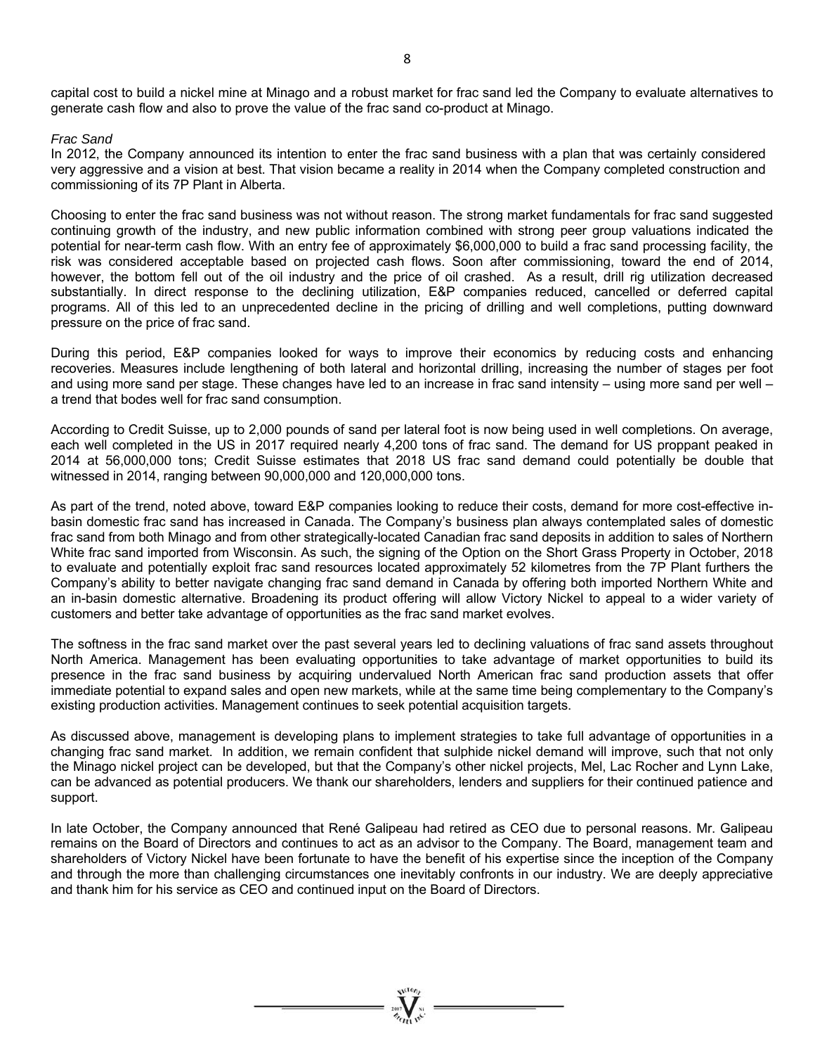capital cost to build a nickel mine at Minago and a robust market for frac sand led the Company to evaluate alternatives to generate cash flow and also to prove the value of the frac sand co-product at Minago.

*Frac Sand*

In 2012, the Company announced its intention to enter the frac sand business with a plan that was certainly considered very aggressive and a vision at best. That vision became a reality in 2014 when the Company completed construction and commissioning of its 7P Plant in Alberta.

Choosing to enter the frac sand business was not without reason. The strong market fundamentals for frac sand suggested continuing growth of the industry, and new public information combined with strong peer group valuations indicated the potential for near-term cash flow. With an entry fee of approximately $6,000,000 to build a frac sand processing facility, the risk was considered acceptable based on projected cash flows. Soon after commissioning, toward the end of 2014, however, the bottom fell out of the oil industry and the price of oil crashed. As a result, drill rig utilization decreased substantially. In direct response to the declining utilization, E&P companies reduced, cancelled or deferred capital programs. All of this led to an unprecedented decline in the pricing of drilling and well completions, putting downward pressure on the price of frac sand.

During this period, E&P companies looked for ways to improve their economics by reducing costs and enhancing recoveries. Measures include lengthening of both lateral and horizontal drilling, increasing the number of stages per foot and using more sand per stage. These changes have led to an increase in frac sand intensity – using more sand per well – a trend that bodes well for frac sand consumption.

According to Credit Suisse, up to 2,000 pounds of sand per lateral foot is now being used in well completions. On average, each well completed in the US in 2017 required nearly 4,200 tons of frac sand. The demand for US proppant peaked in 2014 at 56,000,000 tons; Credit Suisse estimates that 2018 US frac sand demand could potentially be double that witnessed in 2014, ranging between 90,000,000 and 120,000,000 tons.

As part of the trend, noted above, toward E&P companies looking to reduce their costs, demand for more cost-effective in-basin domestic frac sand has increased in Canada. The Company's business plan always contemplated sales of domestic frac sand from both Minago and from other strategically-located Canadian frac sand deposits in addition to sales of Northern White frac sand imported from Wisconsin. As such, the signing of the Option on the Short Grass Property in October, 2018 to evaluate and potentially exploit frac sand resources located approximately 52 kilometres from the 7P Plant furthers the Company's ability to better navigate changing frac sand demand in Canada by offering both imported Northern White and an in-basin domestic alternative. Broadening its product offering will allow Victory Nickel to appeal to a wider variety of customers and better take advantage of opportunities as the frac sand market evolves.

The softness in the frac sand market over the past several years led to declining valuations of frac sand assets throughout North America. Management has been evaluating opportunities to take advantage of market opportunities to build its presence in the frac sand business by acquiring undervalued North American frac sand production assets that offer immediate potential to expand sales and open new markets, while at the same time being complementary to the Company's existing production activities. Management continues to seek potential acquisition targets.

As discussed above, management is developing plans to implement strategies to take full advantage of opportunities in a changing frac sand market. In addition, we remain confident that sulphide nickel demand will improve, such that not only the Minago nickel project can be developed, but that the Company's other nickel projects, Mel, Lac Rocher and Lynn Lake, can be advanced as potential producers. We thank our shareholders, lenders and suppliers for their continued patience and support.

In late October, the Company announced that René Galipeau had retired as CEO due to personal reasons. Mr. Galipeau remains on the Board of Directors and continues to act as an advisor to the Company. The Board, management team and shareholders of Victory Nickel have been fortunate to have the benefit of his expertise since the inception of the Company and through the more than challenging circumstances one inevitably confronts in our industry. We are deeply appreciative and thank him for his service as CEO and continued input on the Board of Directors.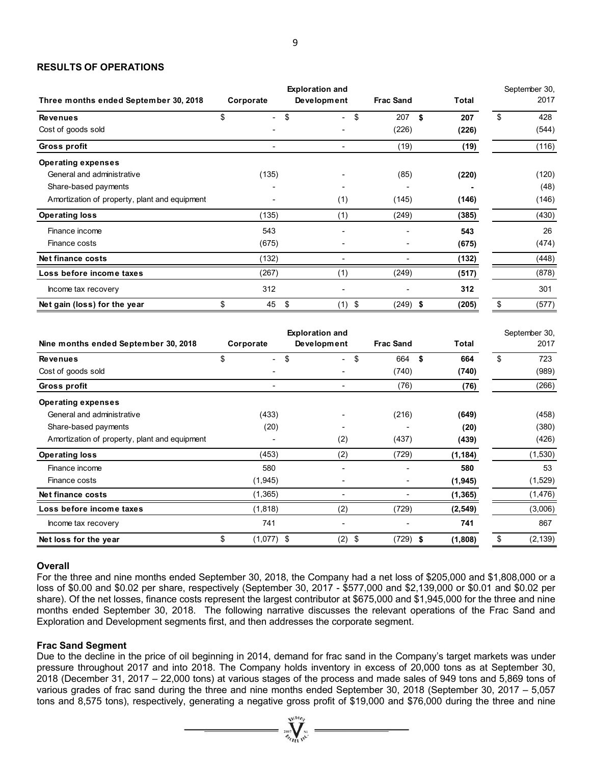## RESULTS OF OPERATIONS

| Three months ended September 30, 2018 | Corporate | Exploration and Development | Frac Sand | Total | September 30, 2017 |
|---|---|---|---|---|---|
| **Revenues** | $ - | $ - | $ 207 | **$ 207** | $ 428 |
| Cost of goods sold | - | - | (226) | **(226)** | (544) |
| **Gross profit** | - | - | (19) | **(19)** | (116) |
| **Operating expenses** | | | | | |
| General and administrative | (135) | - | (85) | **(220)** | (120) |
| Share-based payments | - | - | - | **-** | (48) |
| Amortization of property, plant and equipment | - | (1) | (145) | **(146)** | (146) |
| **Operating loss** | (135) | (1) | (249) | **(385)** | (430) |
| Finance income | 543 | - | - | **543** | 26 |
| Finance costs | (675) | - | - | **(675)** | (474) |
| **Net finance costs** | (132) | - | - | **(132)** | (448) |
| **Loss before income taxes** | (267) | (1) | (249) | **(517)** | (878) |
| Income tax recovery | 312 | - | - | **312** | 301 |
| **Net gain (loss) for the year** | $ 45 | $ (1) | $ (249) | **$ (205)** | $ (577) |

| Nine months ended September 30, 2018 | Corporate | Exploration and Development | Frac Sand | Total | September 30, 2017 |
|---|---|---|---|---|---|
| **Revenues** | $ - | $ - | $ 664 | **$ 664** | $ 723 |
| Cost of goods sold | - | - | (740) | **(740)** | (989) |
| **Gross profit** | - | - | (76) | **(76)** | (266) |
| **Operating expenses** | | | | | |
| General and administrative | (433) | - | (216) | **(649)** | (458) |
| Share-based payments | (20) | - | - | **(20)** | (380) |
| Amortization of property, plant and equipment | - | (2) | (437) | **(439)** | (426) |
| **Operating loss** | (453) | (2) | (729) | **(1,184)** | (1,530) |
| Finance income | 580 | - | - | **580** | 53 |
| Finance costs | (1,945) | - | - | **(1,945)** | (1,529) |
| **Net finance costs** | (1,365) | - | - | **(1,365)** | (1,476) |
| **Loss before income taxes** | (1,818) | (2) | (729) | **(2,549)** | (3,006) |
| Income tax recovery | 741 | - | - | **741** | 867 |
| **Net loss for the year** | $ (1,077) | $ (2) | $ (729) | **$ (1,808)** | $ (2,139) |

### Overall

For the three and nine months ended September 30, 2018, the Company had a net loss of $205,000 and $1,808,000 or a loss of $0.00 and $0.02 per share, respectively (September 30, 2017 - $577,000 and $2,139,000 or $0.01 and $0.02 per share). Of the net losses, finance costs represent the largest contributor at $675,000 and $1,945,000 for the three and nine months ended September 30, 2018. The following narrative discusses the relevant operations of the Frac Sand and Exploration and Development segments first, and then addresses the corporate segment.

### Frac Sand Segment

Due to the decline in the price of oil beginning in 2014, demand for frac sand in the Company's target markets was under pressure throughout 2017 and into 2018. The Company holds inventory in excess of 20,000 tons as at September 30, 2018 (December 31, 2017 – 22,000 tons) at various stages of the process and made sales of 949 tons and 5,869 tons of various grades of frac sand during the three and nine months ended September 30, 2018 (September 30, 2017 – 5,057 tons and 8,575 tons), respectively, generating a negative gross profit of $19,000 and $76,000 during the three and nine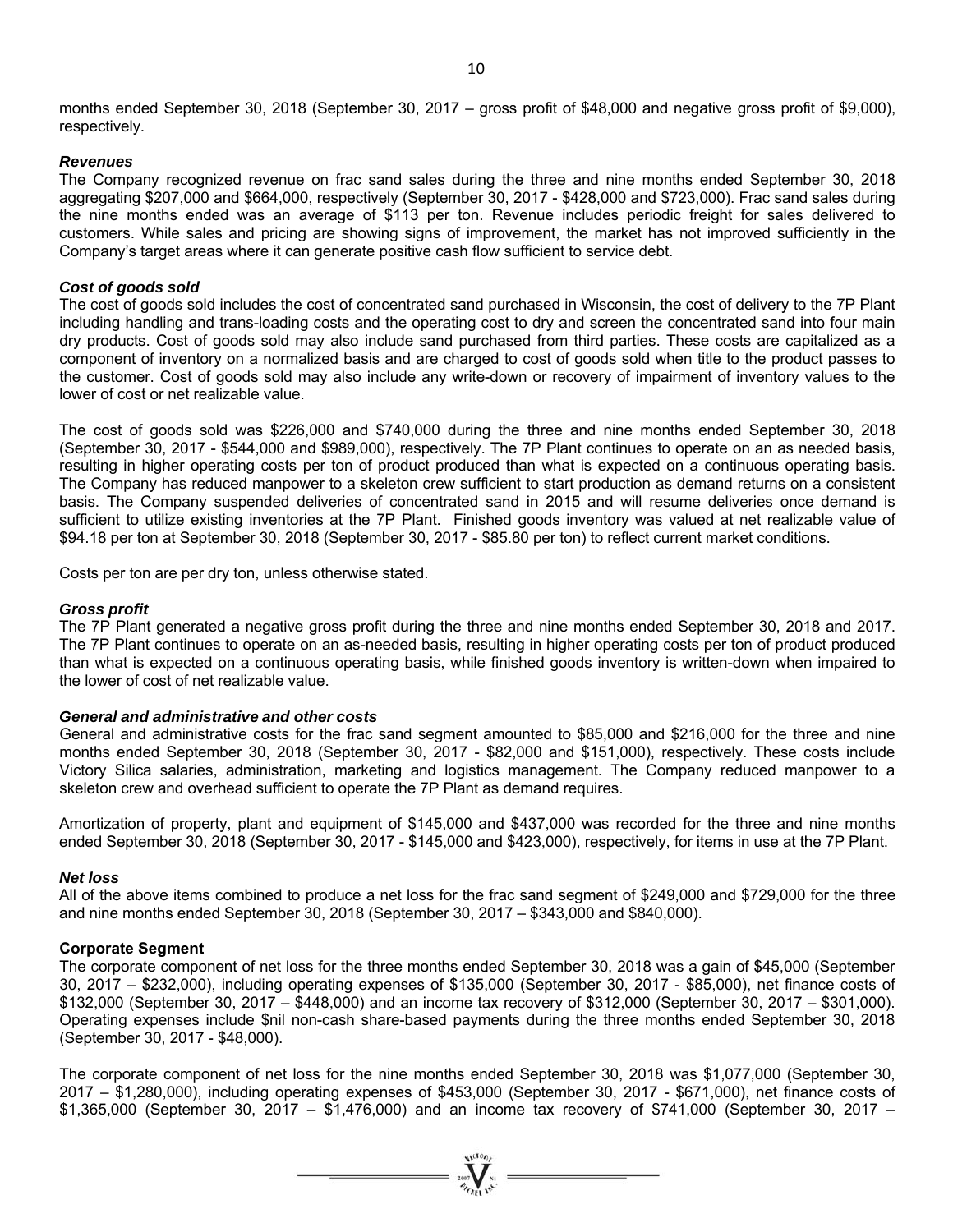months ended September 30, 2018 (September 30, 2017 – gross profit of $48,000 and negative gross profit of $9,000), respectively.

***Revenues***

The Company recognized revenue on frac sand sales during the three and nine months ended September 30, 2018 aggregating $207,000 and $664,000, respectively (September 30, 2017 - $428,000 and $723,000). Frac sand sales during the nine months ended was an average of $113 per ton. Revenue includes periodic freight for sales delivered to customers. While sales and pricing are showing signs of improvement, the market has not improved sufficiently in the Company's target areas where it can generate positive cash flow sufficient to service debt.

***Cost of goods sold***

The cost of goods sold includes the cost of concentrated sand purchased in Wisconsin, the cost of delivery to the 7P Plant including handling and trans-loading costs and the operating cost to dry and screen the concentrated sand into four main dry products. Cost of goods sold may also include sand purchased from third parties. These costs are capitalized as a component of inventory on a normalized basis and are charged to cost of goods sold when title to the product passes to the customer. Cost of goods sold may also include any write-down or recovery of impairment of inventory values to the lower of cost or net realizable value.

The cost of goods sold was $226,000 and $740,000 during the three and nine months ended September 30, 2018 (September 30, 2017 - $544,000 and $989,000), respectively. The 7P Plant continues to operate on an as needed basis, resulting in higher operating costs per ton of product produced than what is expected on a continuous operating basis. The Company has reduced manpower to a skeleton crew sufficient to start production as demand returns on a consistent basis. The Company suspended deliveries of concentrated sand in 2015 and will resume deliveries once demand is sufficient to utilize existing inventories at the 7P Plant. Finished goods inventory was valued at net realizable value of $94.18 per ton at September 30, 2018 (September 30, 2017 - $85.80 per ton) to reflect current market conditions.

Costs per ton are per dry ton, unless otherwise stated.

***Gross profit***

The 7P Plant generated a negative gross profit during the three and nine months ended September 30, 2018 and 2017. The 7P Plant continues to operate on an as-needed basis, resulting in higher operating costs per ton of product produced than what is expected on a continuous operating basis, while finished goods inventory is written-down when impaired to the lower of cost of net realizable value.

***General and administrative and other costs***

General and administrative costs for the frac sand segment amounted to $85,000 and $216,000 for the three and nine months ended September 30, 2018 (September 30, 2017 - $82,000 and $151,000), respectively. These costs include Victory Silica salaries, administration, marketing and logistics management. The Company reduced manpower to a skeleton crew and overhead sufficient to operate the 7P Plant as demand requires.

Amortization of property, plant and equipment of $145,000 and $437,000 was recorded for the three and nine months ended September 30, 2018 (September 30, 2017 - $145,000 and $423,000), respectively, for items in use at the 7P Plant.

***Net loss***

All of the above items combined to produce a net loss for the frac sand segment of $249,000 and $729,000 for the three and nine months ended September 30, 2018 (September 30, 2017 – $343,000 and $840,000).

**Corporate Segment**

The corporate component of net loss for the three months ended September 30, 2018 was a gain of $45,000 (September 30, 2017 – $232,000), including operating expenses of $135,000 (September 30, 2017 - $85,000), net finance costs of $132,000 (September 30, 2017 – $448,000) and an income tax recovery of $312,000 (September 30, 2017 – $301,000). Operating expenses include $nil non-cash share-based payments during the three months ended September 30, 2018 (September 30, 2017 - $48,000).

The corporate component of net loss for the nine months ended September 30, 2018 was $1,077,000 (September 30, 2017 – $1,280,000), including operating expenses of $453,000 (September 30, 2017 - $671,000), net finance costs of $1,365,000 (September 30, 2017 – $1,476,000) and an income tax recovery of $741,000 (September 30, 2017 –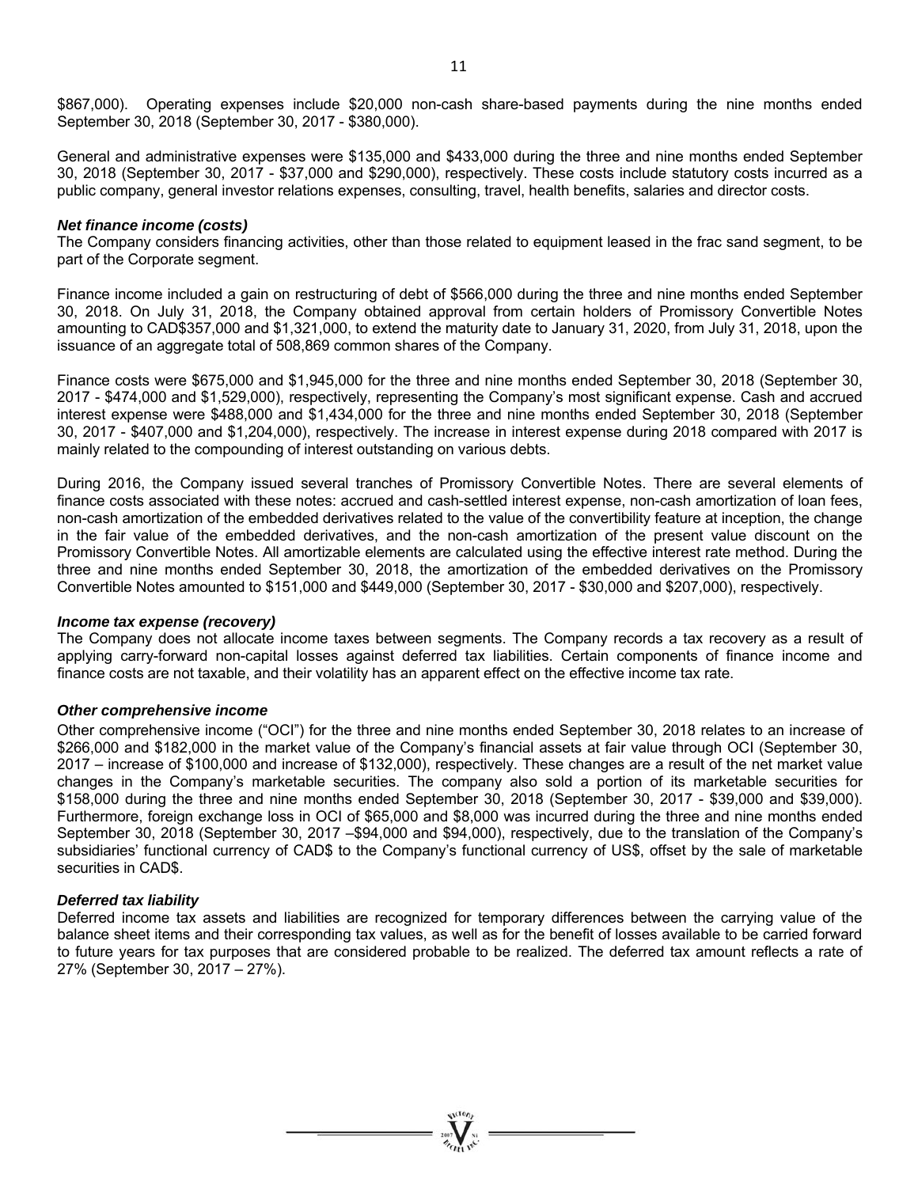$867,000). Operating expenses include $20,000 non-cash share-based payments during the nine months ended September 30, 2018 (September 30, 2017 - $380,000).

General and administrative expenses were $135,000 and $433,000 during the three and nine months ended September 30, 2018 (September 30, 2017 - $37,000 and $290,000), respectively. These costs include statutory costs incurred as a public company, general investor relations expenses, consulting, travel, health benefits, salaries and director costs.

***Net finance income (costs)***

The Company considers financing activities, other than those related to equipment leased in the frac sand segment, to be part of the Corporate segment.

Finance income included a gain on restructuring of debt of $566,000 during the three and nine months ended September 30, 2018. On July 31, 2018, the Company obtained approval from certain holders of Promissory Convertible Notes amounting to CAD$357,000 and $1,321,000, to extend the maturity date to January 31, 2020, from July 31, 2018, upon the issuance of an aggregate total of 508,869 common shares of the Company.

Finance costs were $675,000 and $1,945,000 for the three and nine months ended September 30, 2018 (September 30, 2017 - $474,000 and $1,529,000), respectively, representing the Company's most significant expense. Cash and accrued interest expense were $488,000 and $1,434,000 for the three and nine months ended September 30, 2018 (September 30, 2017 - $407,000 and $1,204,000), respectively. The increase in interest expense during 2018 compared with 2017 is mainly related to the compounding of interest outstanding on various debts.

During 2016, the Company issued several tranches of Promissory Convertible Notes. There are several elements of finance costs associated with these notes: accrued and cash-settled interest expense, non-cash amortization of loan fees, non-cash amortization of the embedded derivatives related to the value of the convertibility feature at inception, the change in the fair value of the embedded derivatives, and the non-cash amortization of the present value discount on the Promissory Convertible Notes. All amortizable elements are calculated using the effective interest rate method. During the three and nine months ended September 30, 2018, the amortization of the embedded derivatives on the Promissory Convertible Notes amounted to $151,000 and $449,000 (September 30, 2017 - $30,000 and $207,000), respectively.

***Income tax expense (recovery)***

The Company does not allocate income taxes between segments. The Company records a tax recovery as a result of applying carry-forward non-capital losses against deferred tax liabilities. Certain components of finance income and finance costs are not taxable, and their volatility has an apparent effect on the effective income tax rate.

***Other comprehensive income***

Other comprehensive income ("OCI") for the three and nine months ended September 30, 2018 relates to an increase of $266,000 and $182,000 in the market value of the Company's financial assets at fair value through OCI (September 30, 2017 – increase of $100,000 and increase of $132,000), respectively. These changes are a result of the net market value changes in the Company's marketable securities. The company also sold a portion of its marketable securities for $158,000 during the three and nine months ended September 30, 2018 (September 30, 2017 - $39,000 and $39,000). Furthermore, foreign exchange loss in OCI of $65,000 and $8,000 was incurred during the three and nine months ended September 30, 2018 (September 30, 2017 –$94,000 and $94,000), respectively, due to the translation of the Company's subsidiaries' functional currency of CAD$ to the Company's functional currency of US$, offset by the sale of marketable securities in CAD$.

***Deferred tax liability***

Deferred income tax assets and liabilities are recognized for temporary differences between the carrying value of the balance sheet items and their corresponding tax values, as well as for the benefit of losses available to be carried forward to future years for tax purposes that are considered probable to be realized. The deferred tax amount reflects a rate of 27% (September 30, 2017 – 27%).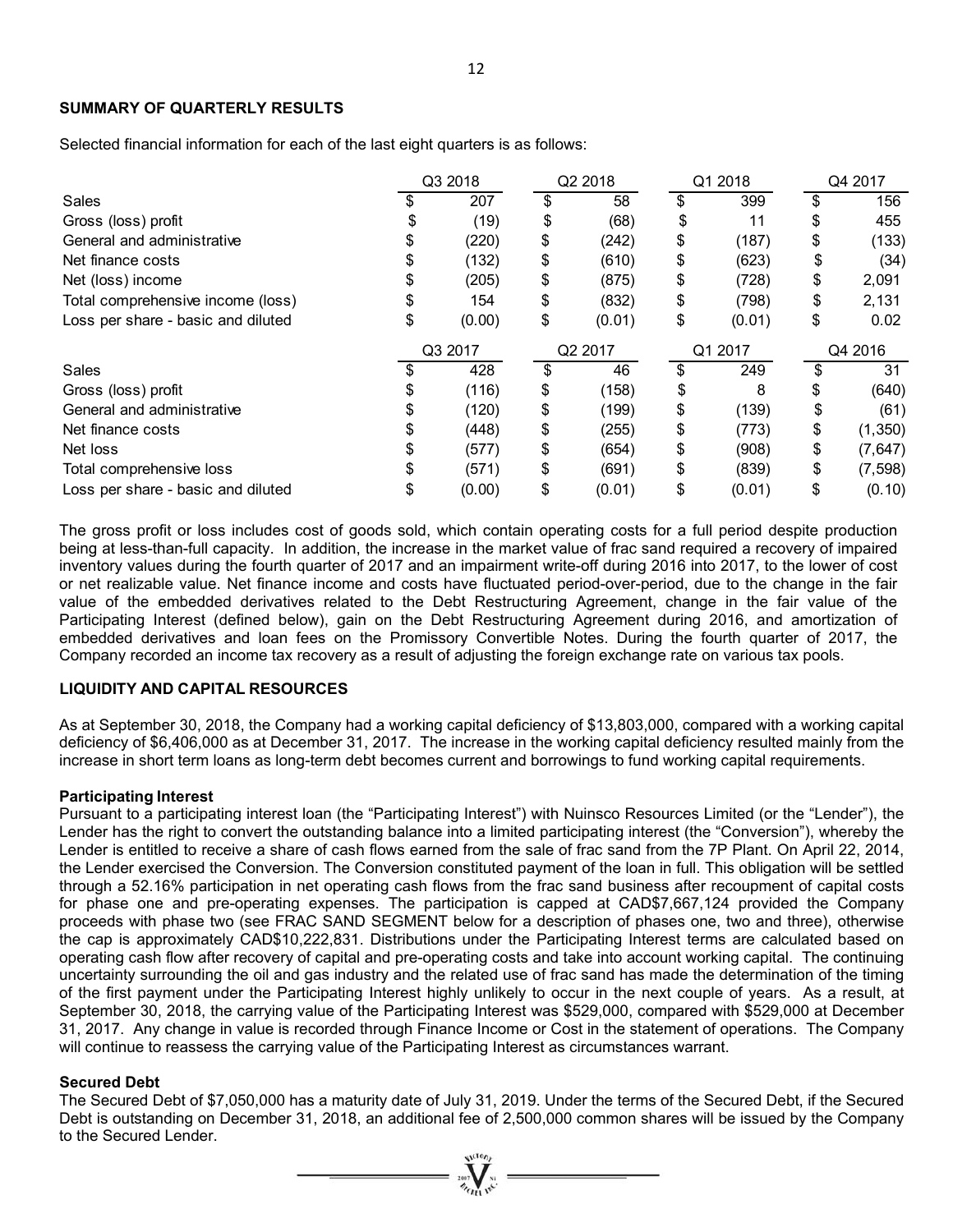**SUMMARY OF QUARTERLY RESULTS**

Selected financial information for each of the last eight quarters is as follows:

| | Q3 2018 | Q2 2018 | Q1 2018 | Q4 2017 |
|---|---|---|---|---|
| Sales | $ 207 | $ 58 | $ 399 | $ 156 |
| Gross (loss) profit | $ (19) | $ (68) | $ 11 | $ 455 |
| General and administrative | $ (220) | $ (242) | $ (187) | $ (133) |
| Net finance costs | $ (132) | $ (610) | $ (623) | $ (34) |
| Net (loss) income | $ (205) | $ (875) | $ (728) | $ 2,091 |
| Total comprehensive income (loss) | $ 154 | $ (832) | $ (798) | $ 2,131 |
| Loss per share - basic and diluted | $ (0.00) | $ (0.01) | $ (0.01) | $ 0.02 |
| | **Q3 2017** | **Q2 2017** | **Q1 2017** | **Q4 2016** |
| Sales | $ 428 | $ 46 | $ 249 | $ 31 |
| Gross (loss) profit | $ (116) | $ (158) | $ 8 | $ (640) |
| General and administrative | $ (120) | $ (199) | $ (139) | $ (61) |
| Net finance costs | $ (448) | $ (255) | $ (773) | $ (1,350) |
| Net loss | $ (577) | $ (654) | $ (908) | $ (7,647) |
| Total comprehensive loss | $ (571) | $ (691) | $ (839) | $ (7,598) |
| Loss per share - basic and diluted | $ (0.00) | $ (0.01) | $ (0.01) | $ (0.10) |

The gross profit or loss includes cost of goods sold, which contain operating costs for a full period despite production being at less-than-full capacity. In addition, the increase in the market value of frac sand required a recovery of impaired inventory values during the fourth quarter of 2017 and an impairment write-off during 2016 into 2017, to the lower of cost or net realizable value. Net finance income and costs have fluctuated period-over-period, due to the change in the fair value of the embedded derivatives related to the Debt Restructuring Agreement, change in the fair value of the Participating Interest (defined below), gain on the Debt Restructuring Agreement during 2016, and amortization of embedded derivatives and loan fees on the Promissory Convertible Notes. During the fourth quarter of 2017, the Company recorded an income tax recovery as a result of adjusting the foreign exchange rate on various tax pools.

**LIQUIDITY AND CAPITAL RESOURCES**

As at September 30, 2018, the Company had a working capital deficiency of $13,803,000, compared with a working capital deficiency of $6,406,000 as at December 31, 2017. The increase in the working capital deficiency resulted mainly from the increase in short term loans as long-term debt becomes current and borrowings to fund working capital requirements.

**Participating Interest**

Pursuant to a participating interest loan (the "Participating Interest") with Nuinsco Resources Limited (or the "Lender"), the Lender has the right to convert the outstanding balance into a limited participating interest (the "Conversion"), whereby the Lender is entitled to receive a share of cash flows earned from the sale of frac sand from the 7P Plant. On April 22, 2014, the Lender exercised the Conversion. The Conversion constituted payment of the loan in full. This obligation will be settled through a 52.16% participation in net operating cash flows from the frac sand business after recoupment of capital costs for phase one and pre-operating expenses. The participation is capped at CAD$7,667,124 provided the Company proceeds with phase two (see FRAC SAND SEGMENT below for a description of phases one, two and three), otherwise the cap is approximately CAD$10,222,831. Distributions under the Participating Interest terms are calculated based on operating cash flow after recovery of capital and pre-operating costs and take into account working capital. The continuing uncertainty surrounding the oil and gas industry and the related use of frac sand has made the determination of the timing of the first payment under the Participating Interest highly unlikely to occur in the next couple of years. As a result, at September 30, 2018, the carrying value of the Participating Interest was $529,000, compared with $529,000 at December 31, 2017. Any change in value is recorded through Finance Income or Cost in the statement of operations. The Company will continue to reassess the carrying value of the Participating Interest as circumstances warrant.

**Secured Debt**

The Secured Debt of $7,050,000 has a maturity date of July 31, 2019. Under the terms of the Secured Debt, if the Secured Debt is outstanding on December 31, 2018, an additional fee of 2,500,000 common shares will be issued by the Company to the Secured Lender.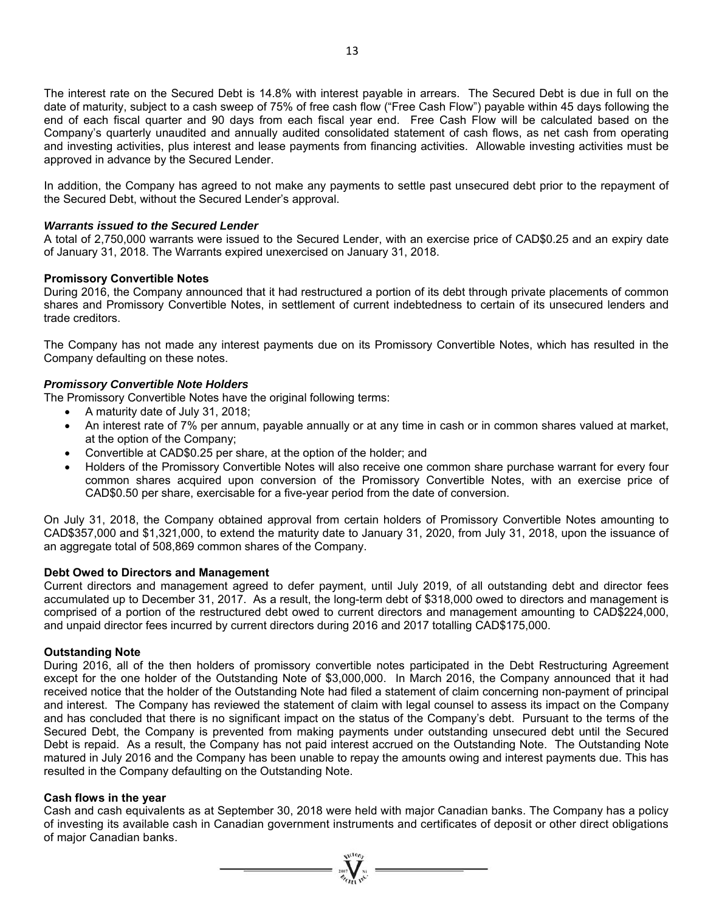The interest rate on the Secured Debt is 14.8% with interest payable in arrears. The Secured Debt is due in full on the date of maturity, subject to a cash sweep of 75% of free cash flow ("Free Cash Flow") payable within 45 days following the end of each fiscal quarter and 90 days from each fiscal year end. Free Cash Flow will be calculated based on the Company's quarterly unaudited and annually audited consolidated statement of cash flows, as net cash from operating and investing activities, plus interest and lease payments from financing activities. Allowable investing activities must be approved in advance by the Secured Lender.

In addition, the Company has agreed to not make any payments to settle past unsecured debt prior to the repayment of the Secured Debt, without the Secured Lender's approval.

***Warrants issued to the Secured Lender***

A total of 2,750,000 warrants were issued to the Secured Lender, with an exercise price of CAD$0.25 and an expiry date of January 31, 2018. The Warrants expired unexercised on January 31, 2018.

**Promissory Convertible Notes**

During 2016, the Company announced that it had restructured a portion of its debt through private placements of common shares and Promissory Convertible Notes, in settlement of current indebtedness to certain of its unsecured lenders and trade creditors.

The Company has not made any interest payments due on its Promissory Convertible Notes, which has resulted in the Company defaulting on these notes.

***Promissory Convertible Note Holders***

The Promissory Convertible Notes have the original following terms:

- A maturity date of July 31, 2018;
- An interest rate of 7% per annum, payable annually or at any time in cash or in common shares valued at market, at the option of the Company;
- Convertible at CAD$0.25 per share, at the option of the holder; and
- Holders of the Promissory Convertible Notes will also receive one common share purchase warrant for every four common shares acquired upon conversion of the Promissory Convertible Notes, with an exercise price of CAD$0.50 per share, exercisable for a five-year period from the date of conversion.

On July 31, 2018, the Company obtained approval from certain holders of Promissory Convertible Notes amounting to CAD$357,000 and $1,321,000, to extend the maturity date to January 31, 2020, from July 31, 2018, upon the issuance of an aggregate total of 508,869 common shares of the Company.

**Debt Owed to Directors and Management**

Current directors and management agreed to defer payment, until July 2019, of all outstanding debt and director fees accumulated up to December 31, 2017. As a result, the long-term debt of $318,000 owed to directors and management is comprised of a portion of the restructured debt owed to current directors and management amounting to CAD$224,000, and unpaid director fees incurred by current directors during 2016 and 2017 totalling CAD$175,000.

**Outstanding Note**

During 2016, all of the then holders of promissory convertible notes participated in the Debt Restructuring Agreement except for the one holder of the Outstanding Note of $3,000,000. In March 2016, the Company announced that it had received notice that the holder of the Outstanding Note had filed a statement of claim concerning non-payment of principal and interest. The Company has reviewed the statement of claim with legal counsel to assess its impact on the Company and has concluded that there is no significant impact on the status of the Company's debt. Pursuant to the terms of the Secured Debt, the Company is prevented from making payments under outstanding unsecured debt until the Secured Debt is repaid. As a result, the Company has not paid interest accrued on the Outstanding Note. The Outstanding Note matured in July 2016 and the Company has been unable to repay the amounts owing and interest payments due. This has resulted in the Company defaulting on the Outstanding Note.

**Cash flows in the year**

Cash and cash equivalents as at September 30, 2018 were held with major Canadian banks. The Company has a policy of investing its available cash in Canadian government instruments and certificates of deposit or other direct obligations of major Canadian banks.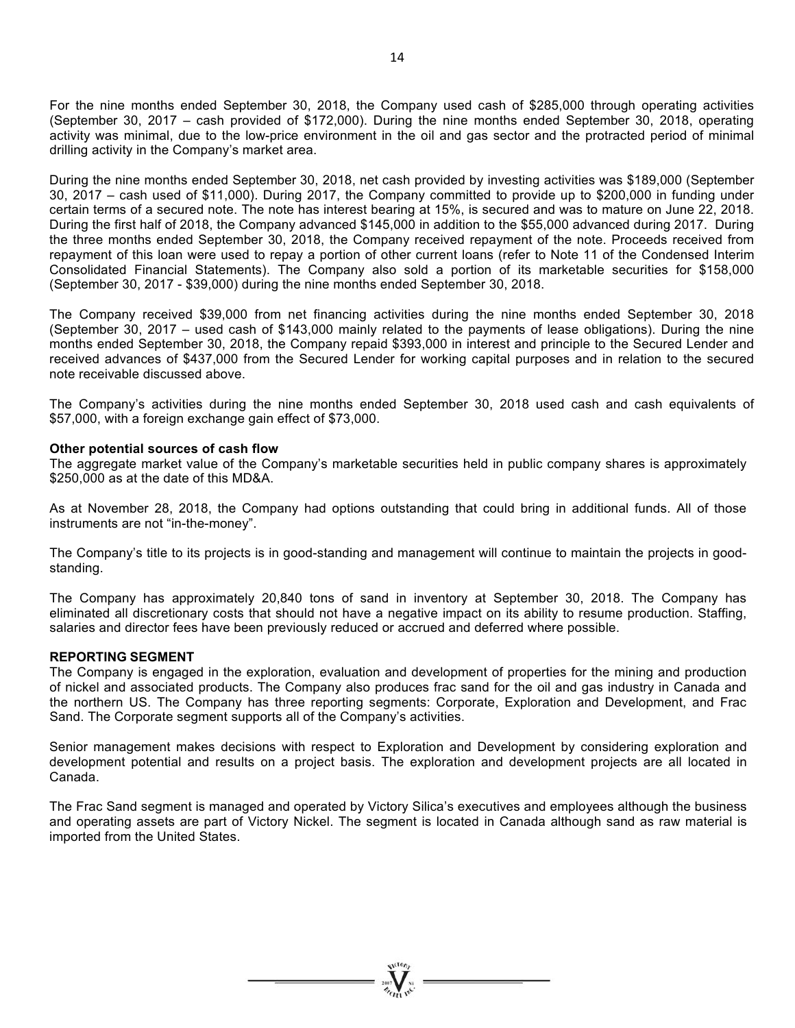For the nine months ended September 30, 2018, the Company used cash of $285,000 through operating activities (September 30, 2017 – cash provided of $172,000). During the nine months ended September 30, 2018, operating activity was minimal, due to the low-price environment in the oil and gas sector and the protracted period of minimal drilling activity in the Company's market area.

During the nine months ended September 30, 2018, net cash provided by investing activities was $189,000 (September 30, 2017 – cash used of $11,000). During 2017, the Company committed to provide up to $200,000 in funding under certain terms of a secured note. The note has interest bearing at 15%, is secured and was to mature on June 22, 2018. During the first half of 2018, the Company advanced $145,000 in addition to the $55,000 advanced during 2017. During the three months ended September 30, 2018, the Company received repayment of the note. Proceeds received from repayment of this loan were used to repay a portion of other current loans (refer to Note 11 of the Condensed Interim Consolidated Financial Statements). The Company also sold a portion of its marketable securities for $158,000 (September 30, 2017 - $39,000) during the nine months ended September 30, 2018.

The Company received $39,000 from net financing activities during the nine months ended September 30, 2018 (September 30, 2017 – used cash of $143,000 mainly related to the payments of lease obligations). During the nine months ended September 30, 2018, the Company repaid $393,000 in interest and principle to the Secured Lender and received advances of $437,000 from the Secured Lender for working capital purposes and in relation to the secured note receivable discussed above.

The Company's activities during the nine months ended September 30, 2018 used cash and cash equivalents of $57,000, with a foreign exchange gain effect of $73,000.

**Other potential sources of cash flow**

The aggregate market value of the Company's marketable securities held in public company shares is approximately $250,000 as at the date of this MD&A.

As at November 28, 2018, the Company had options outstanding that could bring in additional funds. All of those instruments are not "in-the-money".

The Company's title to its projects is in good-standing and management will continue to maintain the projects in good-standing.

The Company has approximately 20,840 tons of sand in inventory at September 30, 2018. The Company has eliminated all discretionary costs that should not have a negative impact on its ability to resume production. Staffing, salaries and director fees have been previously reduced or accrued and deferred where possible.

**REPORTING SEGMENT**

The Company is engaged in the exploration, evaluation and development of properties for the mining and production of nickel and associated products. The Company also produces frac sand for the oil and gas industry in Canada and the northern US. The Company has three reporting segments: Corporate, Exploration and Development, and Frac Sand. The Corporate segment supports all of the Company's activities.

Senior management makes decisions with respect to Exploration and Development by considering exploration and development potential and results on a project basis. The exploration and development projects are all located in Canada.

The Frac Sand segment is managed and operated by Victory Silica's executives and employees although the business and operating assets are part of Victory Nickel. The segment is located in Canada although sand as raw material is imported from the United States.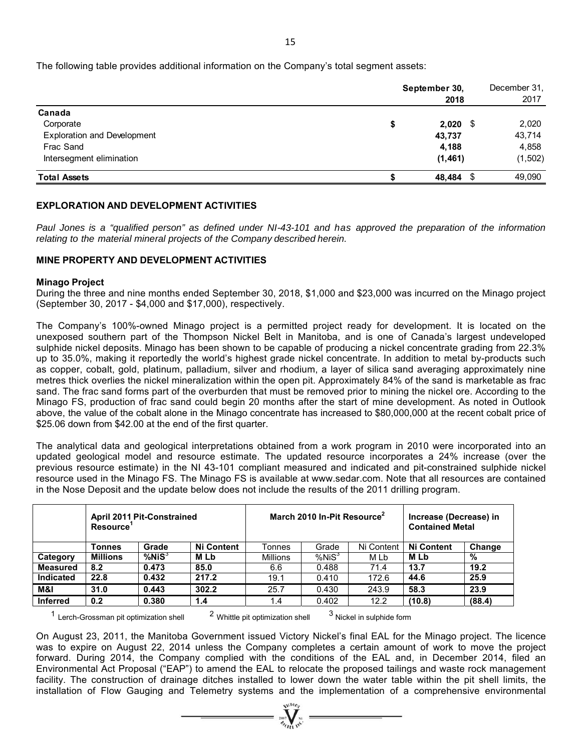The following table provides additional information on the Company's total segment assets:

| | September 30, 2018 | December 31, 2017 |
|---|---|---|
| **Canada** | | |
| Corporate | **$ 2,020** | $ 2,020 |
| Exploration and Development | **43,737** | 43,714 |
| Frac Sand | **4,188** | 4,858 |
| Intersegment elimination | **(1,461)** | (1,502) |
| **Total Assets** | **$ 48,484** | $ 49,090 |

## EXPLORATION AND DEVELOPMENT ACTIVITIES

*Paul Jones is a "qualified person" as defined under NI-43-101 and has approved the preparation of the information relating to the material mineral projects of the Company described herein.*

## MINE PROPERTY AND DEVELOPMENT ACTIVITIES

### Minago Project

During the three and nine months ended September 30, 2018, $1,000 and $23,000 was incurred on the Minago project (September 30, 2017 - $4,000 and $17,000), respectively.

The Company's 100%-owned Minago project is a permitted project ready for development. It is located on the unexposed southern part of the Thompson Nickel Belt in Manitoba, and is one of Canada's largest undeveloped sulphide nickel deposits. Minago has been shown to be capable of producing a nickel concentrate grading from 22.3% up to 35.0%, making it reportedly the world's highest grade nickel concentrate. In addition to metal by-products such as copper, cobalt, gold, platinum, palladium, silver and rhodium, a layer of silica sand averaging approximately nine metres thick overlies the nickel mineralization within the open pit. Approximately 84% of the sand is marketable as frac sand. The frac sand forms part of the overburden that must be removed prior to mining the nickel ore. According to the Minago FS, production of frac sand could begin 20 months after the start of mine development. As noted in Outlook above, the value of the cobalt alone in the Minago concentrate has increased to $80,000,000 at the recent cobalt price of $25.06 down from $42.00 at the end of the first quarter.

The analytical data and geological interpretations obtained from a work program in 2010 were incorporated into an updated geological model and resource estimate. The updated resource incorporates a 24% increase (over the previous resource estimate) in the NI 43-101 compliant measured and indicated and pit-constrained sulphide nickel resource used in the Minago FS. The Minago FS is available at www.sedar.com. Note that all resources are contained in the Nose Deposit and the update below does not include the results of the 2011 drilling program.

| | **April 2011 Pit-Constrained Resource[1]** | | | **March 2010 In-Pit Resource[2]** | | | **Increase (Decrease) in Contained Metal** | |
|---|---|---|---|---|---|---|---|---|
| | **Tonnes** | **Grade** | **Ni Content** | Tonnes | Grade | Ni Content | **Ni Content** | **Change** |
| **Category** | **Millions** | **%NiS[3]** | **M Lb** | Millions | %NiS[3] | M Lb | **M Lb** | **%** |
| **Measured** | **8.2** | **0.473** | **85.0** | 6.6 | 0.488 | 71.4 | **13.7** | **19.2** |
| **Indicated** | **22.8** | **0.432** | **217.2** | 19.1 | 0.410 | 172.6 | **44.6** | **25.9** |
| **M&I** | **31.0** | **0.443** | **302.2** | 25.7 | 0.430 | 243.9 | **58.3** | **23.9** |
| **Inferred** | **0.2** | **0.380** | **1.4** | 1.4 | 0.402 | 12.2 | **(10.8)** | **(88.4)** |

[1] Lerch-Grossman pit optimization shell [2] Whittle pit optimization shell [3] Nickel in sulphide form

On August 23, 2011, the Manitoba Government issued Victory Nickel's final EAL for the Minago project. The licence was to expire on August 22, 2014 unless the Company completes a certain amount of work to move the project forward. During 2014, the Company complied with the conditions of the EAL and, in December 2014, filed an Environmental Act Proposal ("EAP") to amend the EAL to relocate the proposed tailings and waste rock management facility. The construction of drainage ditches installed to lower down the water table within the pit shell limits, the installation of Flow Gauging and Telemetry systems and the implementation of a comprehensive environmental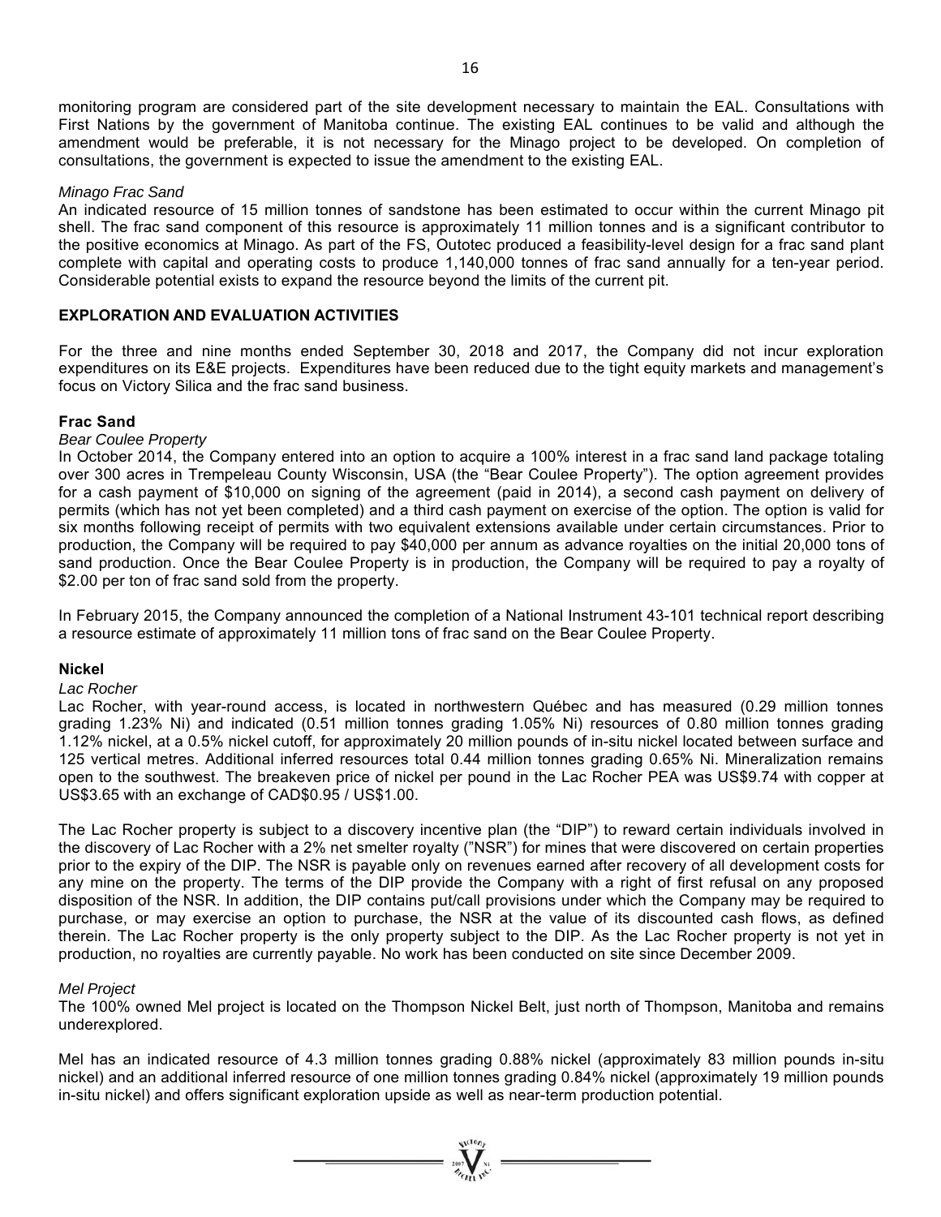monitoring program are considered part of the site development necessary to maintain the EAL. Consultations with First Nations by the government of Manitoba continue. The existing EAL continues to be valid and although the amendment would be preferable, it is not necessary for the Minago project to be developed. On completion of consultations, the government is expected to issue the amendment to the existing EAL.

*Minago Frac Sand*

An indicated resource of 15 million tonnes of sandstone has been estimated to occur within the current Minago pit shell. The frac sand component of this resource is approximately 11 million tonnes and is a significant contributor to the positive economics at Minago. As part of the FS, Outotec produced a feasibility-level design for a frac sand plant complete with capital and operating costs to produce 1,140,000 tonnes of frac sand annually for a ten-year period. Considerable potential exists to expand the resource beyond the limits of the current pit.

## EXPLORATION AND EVALUATION ACTIVITIES

For the three and nine months ended September 30, 2018 and 2017, the Company did not incur exploration expenditures on its E&E projects. Expenditures have been reduced due to the tight equity markets and management's focus on Victory Silica and the frac sand business.

### Frac Sand

*Bear Coulee Property*

In October 2014, the Company entered into an option to acquire a 100% interest in a frac sand land package totaling over 300 acres in Trempeleau County Wisconsin, USA (the "Bear Coulee Property"). The option agreement provides for a cash payment of $10,000 on signing of the agreement (paid in 2014), a second cash payment on delivery of permits (which has not yet been completed) and a third cash payment on exercise of the option. The option is valid for six months following receipt of permits with two equivalent extensions available under certain circumstances. Prior to production, the Company will be required to pay $40,000 per annum as advance royalties on the initial 20,000 tons of sand production. Once the Bear Coulee Property is in production, the Company will be required to pay a royalty of $2.00 per ton of frac sand sold from the property.

In February 2015, the Company announced the completion of a National Instrument 43-101 technical report describing a resource estimate of approximately 11 million tons of frac sand on the Bear Coulee Property.

### Nickel

*Lac Rocher*

Lac Rocher, with year-round access, is located in northwestern Québec and has measured (0.29 million tonnes grading 1.23% Ni) and indicated (0.51 million tonnes grading 1.05% Ni) resources of 0.80 million tonnes grading 1.12% nickel, at a 0.5% nickel cutoff, for approximately 20 million pounds of in-situ nickel located between surface and 125 vertical metres. Additional inferred resources total 0.44 million tonnes grading 0.65% Ni. Mineralization remains open to the southwest. The breakeven price of nickel per pound in the Lac Rocher PEA was US$9.74 with copper at US$3.65 with an exchange of CAD$0.95 / US$1.00.

The Lac Rocher property is subject to a discovery incentive plan (the "DIP") to reward certain individuals involved in the discovery of Lac Rocher with a 2% net smelter royalty ("NSR") for mines that were discovered on certain properties prior to the expiry of the DIP. The NSR is payable only on revenues earned after recovery of all development costs for any mine on the property. The terms of the DIP provide the Company with a right of first refusal on any proposed disposition of the NSR. In addition, the DIP contains put/call provisions under which the Company may be required to purchase, or may exercise an option to purchase, the NSR at the value of its discounted cash flows, as defined therein. The Lac Rocher property is the only property subject to the DIP. As the Lac Rocher property is not yet in production, no royalties are currently payable. No work has been conducted on site since December 2009.

*Mel Project*

The 100% owned Mel project is located on the Thompson Nickel Belt, just north of Thompson, Manitoba and remains underexplored.

Mel has an indicated resource of 4.3 million tonnes grading 0.88% nickel (approximately 83 million pounds in-situ nickel) and an additional inferred resource of one million tonnes grading 0.84% nickel (approximately 19 million pounds in-situ nickel) and offers significant exploration upside as well as near-term production potential.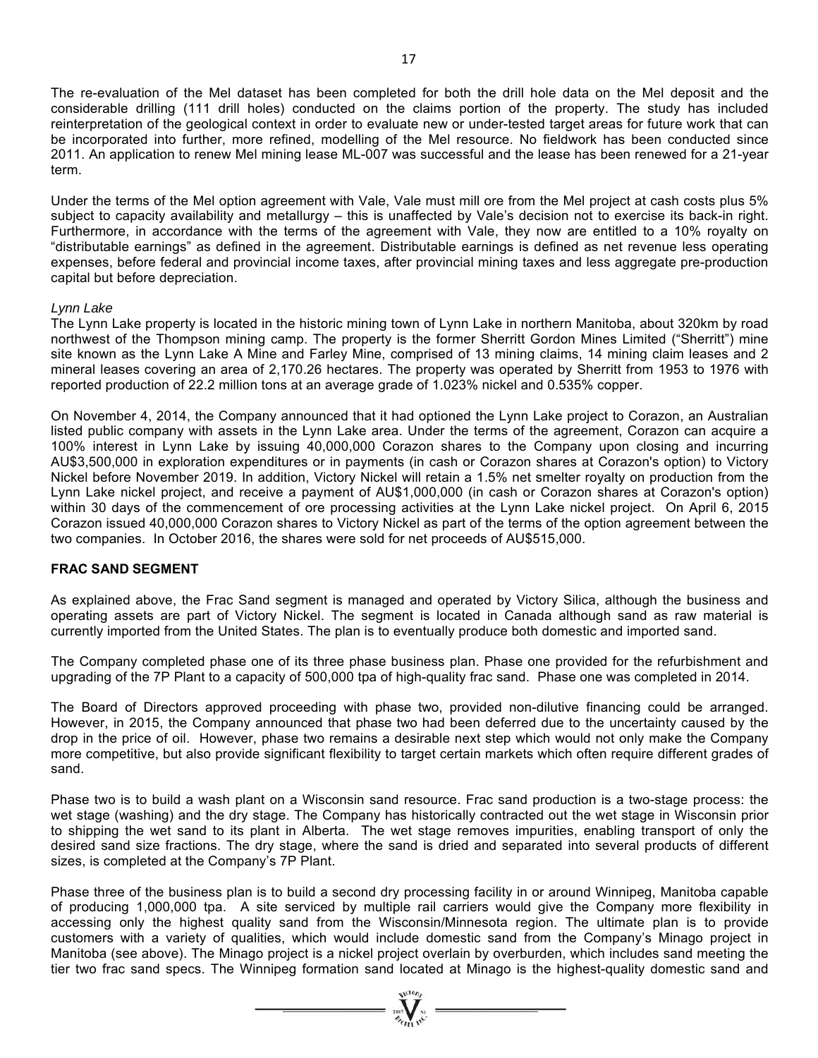The re-evaluation of the Mel dataset has been completed for both the drill hole data on the Mel deposit and the considerable drilling (111 drill holes) conducted on the claims portion of the property. The study has included reinterpretation of the geological context in order to evaluate new or under-tested target areas for future work that can be incorporated into further, more refined, modelling of the Mel resource. No fieldwork has been conducted since 2011. An application to renew Mel mining lease ML-007 was successful and the lease has been renewed for a 21-year term.

Under the terms of the Mel option agreement with Vale, Vale must mill ore from the Mel project at cash costs plus 5% subject to capacity availability and metallurgy – this is unaffected by Vale's decision not to exercise its back-in right. Furthermore, in accordance with the terms of the agreement with Vale, they now are entitled to a 10% royalty on "distributable earnings" as defined in the agreement. Distributable earnings is defined as net revenue less operating expenses, before federal and provincial income taxes, after provincial mining taxes and less aggregate pre-production capital but before depreciation.

*Lynn Lake*

The Lynn Lake property is located in the historic mining town of Lynn Lake in northern Manitoba, about 320km by road northwest of the Thompson mining camp. The property is the former Sherritt Gordon Mines Limited ("Sherritt") mine site known as the Lynn Lake A Mine and Farley Mine, comprised of 13 mining claims, 14 mining claim leases and 2 mineral leases covering an area of 2,170.26 hectares. The property was operated by Sherritt from 1953 to 1976 with reported production of 22.2 million tons at an average grade of 1.023% nickel and 0.535% copper.

On November 4, 2014, the Company announced that it had optioned the Lynn Lake project to Corazon, an Australian listed public company with assets in the Lynn Lake area. Under the terms of the agreement, Corazon can acquire a 100% interest in Lynn Lake by issuing 40,000,000 Corazon shares to the Company upon closing and incurring AU$3,500,000 in exploration expenditures or in payments (in cash or Corazon shares at Corazon's option) to Victory Nickel before November 2019. In addition, Victory Nickel will retain a 1.5% net smelter royalty on production from the Lynn Lake nickel project, and receive a payment of AU$1,000,000 (in cash or Corazon shares at Corazon's option) within 30 days of the commencement of ore processing activities at the Lynn Lake nickel project. On April 6, 2015 Corazon issued 40,000,000 Corazon shares to Victory Nickel as part of the terms of the option agreement between the two companies. In October 2016, the shares were sold for net proceeds of AU$515,000.

**FRAC SAND SEGMENT**

As explained above, the Frac Sand segment is managed and operated by Victory Silica, although the business and operating assets are part of Victory Nickel. The segment is located in Canada although sand as raw material is currently imported from the United States. The plan is to eventually produce both domestic and imported sand.

The Company completed phase one of its three phase business plan. Phase one provided for the refurbishment and upgrading of the 7P Plant to a capacity of 500,000 tpa of high-quality frac sand. Phase one was completed in 2014.

The Board of Directors approved proceeding with phase two, provided non-dilutive financing could be arranged. However, in 2015, the Company announced that phase two had been deferred due to the uncertainty caused by the drop in the price of oil. However, phase two remains a desirable next step which would not only make the Company more competitive, but also provide significant flexibility to target certain markets which often require different grades of sand.

Phase two is to build a wash plant on a Wisconsin sand resource. Frac sand production is a two-stage process: the wet stage (washing) and the dry stage. The Company has historically contracted out the wet stage in Wisconsin prior to shipping the wet sand to its plant in Alberta. The wet stage removes impurities, enabling transport of only the desired sand size fractions. The dry stage, where the sand is dried and separated into several products of different sizes, is completed at the Company's 7P Plant.

Phase three of the business plan is to build a second dry processing facility in or around Winnipeg, Manitoba capable of producing 1,000,000 tpa. A site serviced by multiple rail carriers would give the Company more flexibility in accessing only the highest quality sand from the Wisconsin/Minnesota region. The ultimate plan is to provide customers with a variety of qualities, which would include domestic sand from the Company's Minago project in Manitoba (see above). The Minago project is a nickel project overlain by overburden, which includes sand meeting the tier two frac sand specs. The Winnipeg formation sand located at Minago is the highest-quality domestic sand and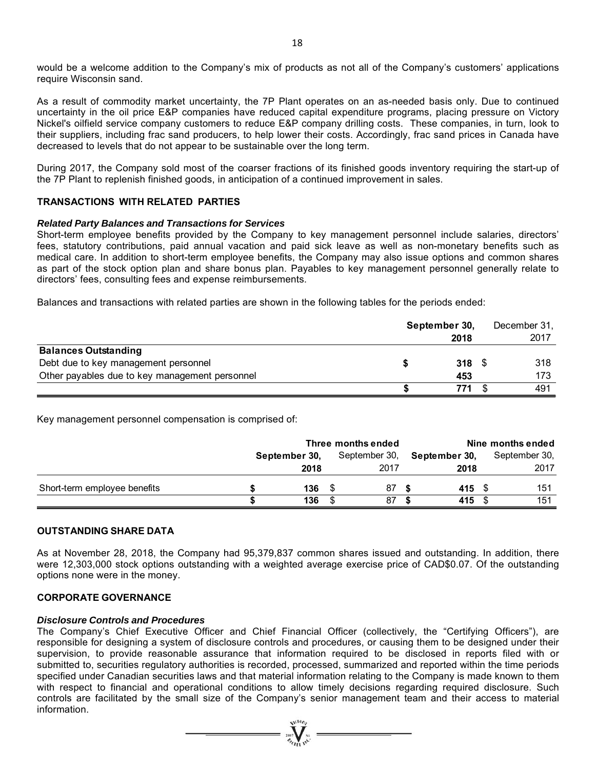would be a welcome addition to the Company's mix of products as not all of the Company's customers' applications require Wisconsin sand.

As a result of commodity market uncertainty, the 7P Plant operates on an as-needed basis only. Due to continued uncertainty in the oil price E&P companies have reduced capital expenditure programs, placing pressure on Victory Nickel's oilfield service company customers to reduce E&P company drilling costs. These companies, in turn, look to their suppliers, including frac sand producers, to help lower their costs. Accordingly, frac sand prices in Canada have decreased to levels that do not appear to be sustainable over the long term.

During 2017, the Company sold most of the coarser fractions of its finished goods inventory requiring the start-up of the 7P Plant to replenish finished goods, in anticipation of a continued improvement in sales.

## TRANSACTIONS WITH RELATED PARTIES

### *Related Party Balances and Transactions for Services*

Short-term employee benefits provided by the Company to key management personnel include salaries, directors' fees, statutory contributions, paid annual vacation and paid sick leave as well as non-monetary benefits such as medical care. In addition to short-term employee benefits, the Company may also issue options and common shares as part of the stock option plan and share bonus plan. Payables to key management personnel generally relate to directors' fees, consulting fees and expense reimbursements.

Balances and transactions with related parties are shown in the following tables for the periods ended:

| | **September 30, 2018** | December 31, 2017 |
|---|---|---|
| **Balances Outstanding** | | |
| Debt due to key management personnel | **$ 318** | $ 318 |
| Other payables due to key management personnel | **453** | 173 |
| | **$ 771** | $ 491 |

Key management personnel compensation is comprised of:

| | **Three months ended** | | **Nine months ended** | |
|---|---|---|---|---|
| | **September 30, 2018** | September 30, 2017 | **September 30, 2018** | September 30, 2017 |
| Short-term employee benefits | **$ 136** | $ 87 | **$ 415** | $ 151 |
| | **$ 136** | $ 87 | **$ 415** | $ 151 |

## OUTSTANDING SHARE DATA

As at November 28, 2018, the Company had 95,379,837 common shares issued and outstanding. In addition, there were 12,303,000 stock options outstanding with a weighted average exercise price of CAD$0.07. Of the outstanding options none were in the money.

## CORPORATE GOVERNANCE

### *Disclosure Controls and Procedures*

The Company's Chief Executive Officer and Chief Financial Officer (collectively, the "Certifying Officers"), are responsible for designing a system of disclosure controls and procedures, or causing them to be designed under their supervision, to provide reasonable assurance that information required to be disclosed in reports filed with or submitted to, securities regulatory authorities is recorded, processed, summarized and reported within the time periods specified under Canadian securities laws and that material information relating to the Company is made known to them with respect to financial and operational conditions to allow timely decisions regarding required disclosure. Such controls are facilitated by the small size of the Company's senior management team and their access to material information.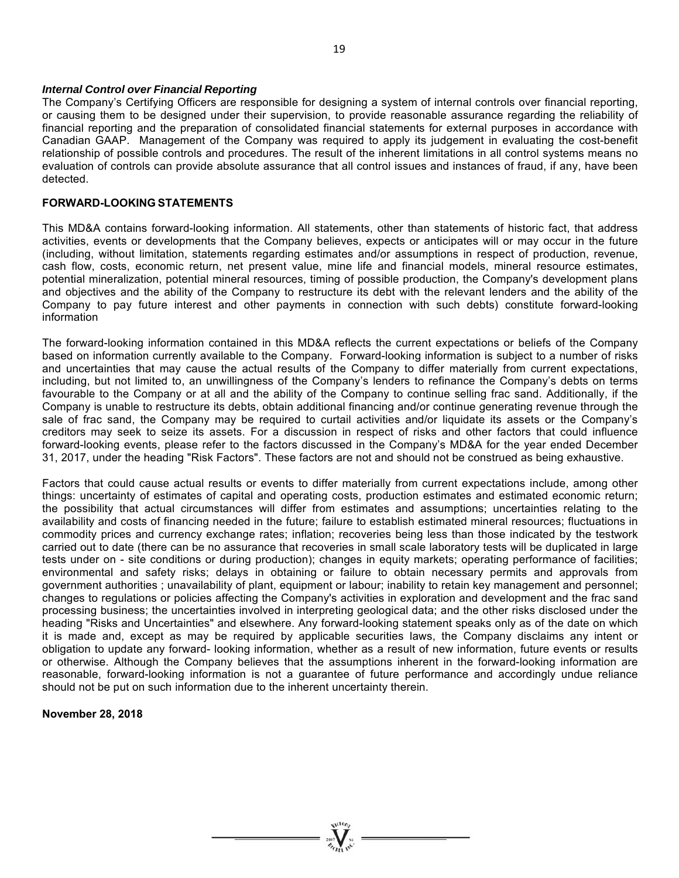***Internal Control over Financial Reporting***

The Company's Certifying Officers are responsible for designing a system of internal controls over financial reporting, or causing them to be designed under their supervision, to provide reasonable assurance regarding the reliability of financial reporting and the preparation of consolidated financial statements for external purposes in accordance with Canadian GAAP. Management of the Company was required to apply its judgement in evaluating the cost-benefit relationship of possible controls and procedures. The result of the inherent limitations in all control systems means no evaluation of controls can provide absolute assurance that all control issues and instances of fraud, if any, have been detected.

## FORWARD-LOOKING STATEMENTS

This MD&A contains forward-looking information. All statements, other than statements of historic fact, that address activities, events or developments that the Company believes, expects or anticipates will or may occur in the future (including, without limitation, statements regarding estimates and/or assumptions in respect of production, revenue, cash flow, costs, economic return, net present value, mine life and financial models, mineral resource estimates, potential mineralization, potential mineral resources, timing of possible production, the Company's development plans and objectives and the ability of the Company to restructure its debt with the relevant lenders and the ability of the Company to pay future interest and other payments in connection with such debts) constitute forward-looking information

The forward-looking information contained in this MD&A reflects the current expectations or beliefs of the Company based on information currently available to the Company. Forward-looking information is subject to a number of risks and uncertainties that may cause the actual results of the Company to differ materially from current expectations, including, but not limited to, an unwillingness of the Company's lenders to refinance the Company's debts on terms favourable to the Company or at all and the ability of the Company to continue selling frac sand. Additionally, if the Company is unable to restructure its debts, obtain additional financing and/or continue generating revenue through the sale of frac sand, the Company may be required to curtail activities and/or liquidate its assets or the Company's creditors may seek to seize its assets. For a discussion in respect of risks and other factors that could influence forward-looking events, please refer to the factors discussed in the Company's MD&A for the year ended December 31, 2017, under the heading "Risk Factors". These factors are not and should not be construed as being exhaustive.

Factors that could cause actual results or events to differ materially from current expectations include, among other things: uncertainty of estimates of capital and operating costs, production estimates and estimated economic return; the possibility that actual circumstances will differ from estimates and assumptions; uncertainties relating to the availability and costs of financing needed in the future; failure to establish estimated mineral resources; fluctuations in commodity prices and currency exchange rates; inflation; recoveries being less than those indicated by the testwork carried out to date (there can be no assurance that recoveries in small scale laboratory tests will be duplicated in large tests under on - site conditions or during production); changes in equity markets; operating performance of facilities; environmental and safety risks; delays in obtaining or failure to obtain necessary permits and approvals from government authorities ; unavailability of plant, equipment or labour; inability to retain key management and personnel; changes to regulations or policies affecting the Company's activities in exploration and development and the frac sand processing business; the uncertainties involved in interpreting geological data; and the other risks disclosed under the heading "Risks and Uncertainties" and elsewhere. Any forward-looking statement speaks only as of the date on which it is made and, except as may be required by applicable securities laws, the Company disclaims any intent or obligation to update any forward- looking information, whether as a result of new information, future events or results or otherwise. Although the Company believes that the assumptions inherent in the forward-looking information are reasonable, forward-looking information is not a guarantee of future performance and accordingly undue reliance should not be put on such information due to the inherent uncertainty therein.

**November 28, 2018**